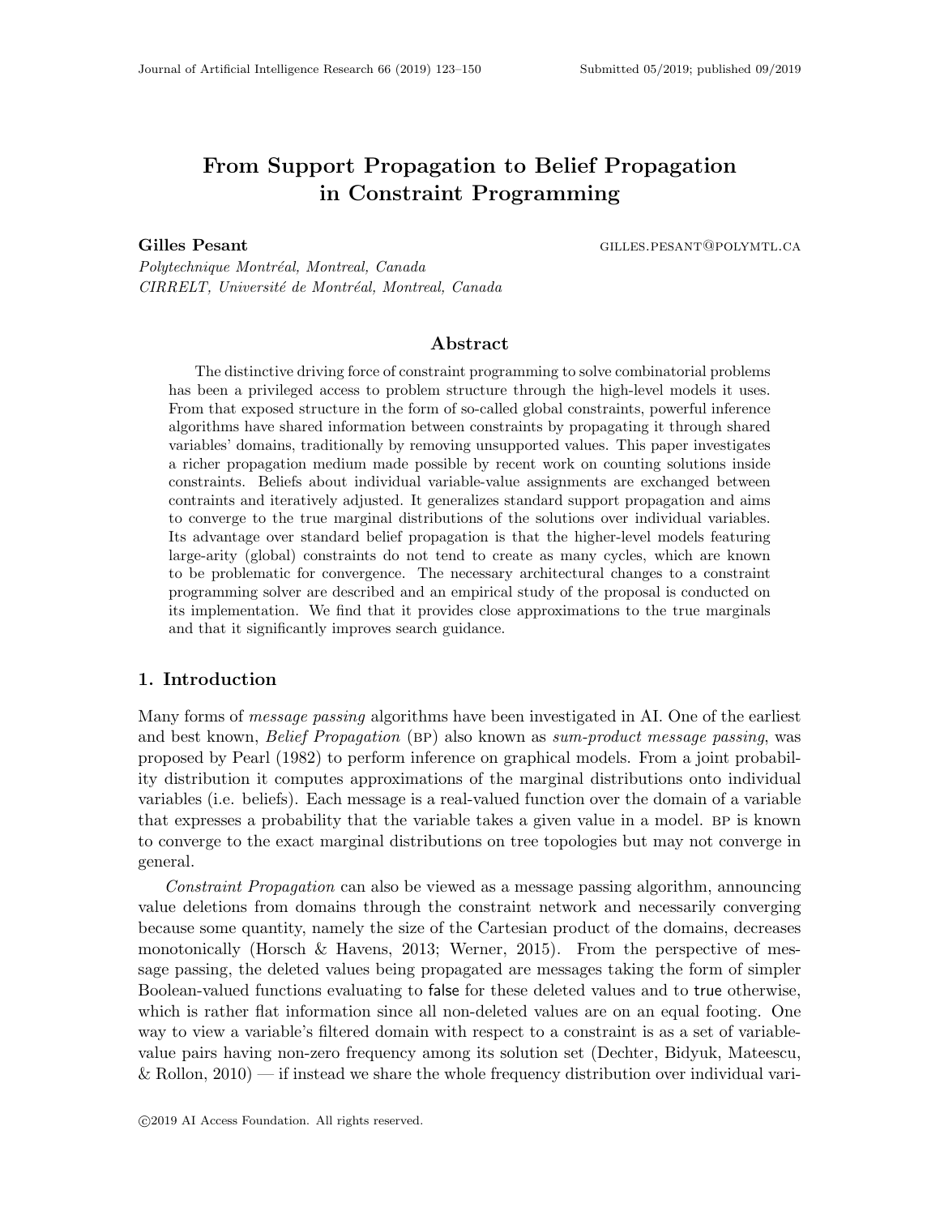# From Support Propagation to Belief Propagation in Constraint Programming

**Gilles Pesant** GILLES.PESANT@POLYMTL.CA

*Polytechnique Montréal, Montreal, Canada*
*CIRRELT, Université de Montréal, Montreal, Canada*

## Abstract

The distinctive driving force of constraint programming to solve combinatorial problems has been a privileged access to problem structure through the high-level models it uses. From that exposed structure in the form of so-called global constraints, powerful inference algorithms have shared information between constraints by propagating it through shared variables' domains, traditionally by removing unsupported values. This paper investigates a richer propagation medium made possible by recent work on counting solutions inside constraints. Beliefs about individual variable-value assignments are exchanged between contraints and iteratively adjusted. It generalizes standard support propagation and aims to converge to the true marginal distributions of the solutions over individual variables. Its advantage over standard belief propagation is that the higher-level models featuring large-arity (global) constraints do not tend to create as many cycles, which are known to be problematic for convergence. The necessary architectural changes to a constraint programming solver are described and an empirical study of the proposal is conducted on its implementation. We find that it provides close approximations to the true marginals and that it significantly improves search guidance.

## 1. Introduction

Many forms of *message passing* algorithms have been investigated in AI. One of the earliest and best known, *Belief Propagation* (BP) also known as *sum-product message passing*, was proposed by Pearl (1982) to perform inference on graphical models. From a joint probability distribution it computes approximations of the marginal distributions onto individual variables (i.e. beliefs). Each message is a real-valued function over the domain of a variable that expresses a probability that the variable takes a given value in a model. BP is known to converge to the exact marginal distributions on tree topologies but may not converge in general.

*Constraint Propagation* can also be viewed as a message passing algorithm, announcing value deletions from domains through the constraint network and necessarily converging because some quantity, namely the size of the Cartesian product of the domains, decreases monotonically (Horsch & Havens, 2013; Werner, 2015). From the perspective of message passing, the deleted values being propagated are messages taking the form of simpler Boolean-valued functions evaluating to false for these deleted values and to true otherwise, which is rather flat information since all non-deleted values are on an equal footing. One way to view a variable's filtered domain with respect to a constraint is as a set of variable-value pairs having non-zero frequency among its solution set (Dechter, Bidyuk, Mateescu, & Rollon, 2010) — if instead we share the whole frequency distribution over individual vari-

©2019 AI Access Foundation. All rights reserved.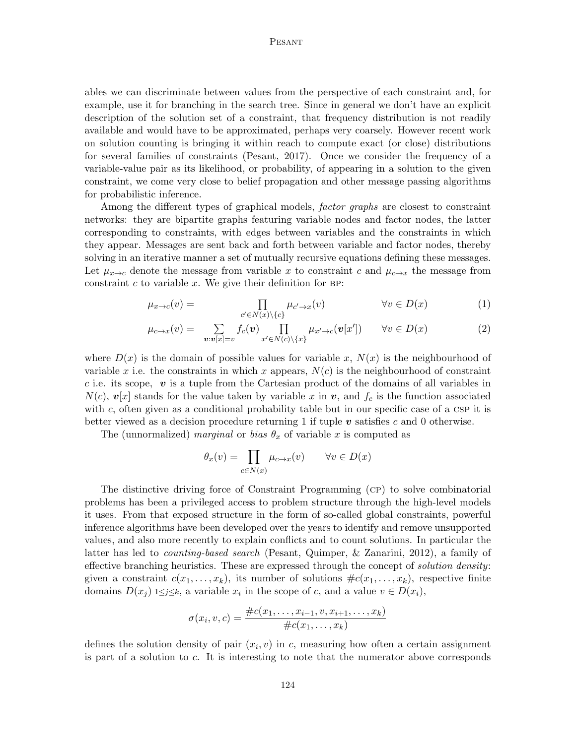ables we can discriminate between values from the perspective of each constraint and, for example, use it for branching in the search tree. Since in general we don't have an explicit description of the solution set of a constraint, that frequency distribution is not readily available and would have to be approximated, perhaps very coarsely. However recent work on solution counting is bringing it within reach to compute exact (or close) distributions for several families of constraints (Pesant, 2017). Once we consider the frequency of a variable-value pair as its likelihood, or probability, of appearing in a solution to the given constraint, we come very close to belief propagation and other message passing algorithms for probabilistic inference.

Among the different types of graphical models, *factor graphs* are closest to constraint networks: they are bipartite graphs featuring variable nodes and factor nodes, the latter corresponding to constraints, with edges between variables and the constraints in which they appear. Messages are sent back and forth between variable and factor nodes, thereby solving in an iterative manner a set of mutually recursive equations defining these messages. Let $\mu_{x\to c}$ denote the message from variable $x$ to constraint $c$ and $\mu_{c\to x}$ the message from constraint $c$ to variable $x$. We give their definition for BP:

$$\mu_{x\to c}(v) = \prod_{c' \in N(x)\setminus\{c\}} \mu_{c'\to x}(v) \qquad \forall v \in D(x) \tag{1}$$

$$\mu_{c\to x}(v) = \sum_{\boldsymbol{v}:\boldsymbol{v}[x]=v} f_c(\boldsymbol{v}) \prod_{x' \in N(c)\setminus\{x\}} \mu_{x'\to c}(\boldsymbol{v}[x']) \qquad \forall v \in D(x) \tag{2}$$

where $D(x)$ is the domain of possible values for variable $x$, $N(x)$ is the neighbourhood of variable $x$ i.e. the constraints in which $x$ appears, $N(c)$ is the neighbourhood of constraint $c$ i.e. its scope, $\boldsymbol{v}$ is a tuple from the Cartesian product of the domains of all variables in $N(c)$, $\boldsymbol{v}[x]$ stands for the value taken by variable $x$ in $\boldsymbol{v}$, and $f_c$ is the function associated with $c$, often given as a conditional probability table but in our specific case of a CSP it is better viewed as a decision procedure returning 1 if tuple $\boldsymbol{v}$ satisfies $c$ and 0 otherwise.

The (unnormalized) *marginal* or *bias* $\theta_x$ of variable $x$ is computed as

$$\theta_x(v) = \prod_{c\in N(x)} \mu_{c\to x}(v) \qquad \forall v \in D(x)$$

The distinctive driving force of Constraint Programming (CP) to solve combinatorial problems has been a privileged access to problem structure through the high-level models it uses. From that exposed structure in the form of so-called global constraints, powerful inference algorithms have been developed over the years to identify and remove unsupported values, and also more recently to explain conflicts and to count solutions. In particular the latter has led to *counting-based search* (Pesant, Quimper, & Zanarini, 2012), a family of effective branching heuristics. These are expressed through the concept of *solution density*: given a constraint $c(x_1, \ldots, x_k)$, its number of solutions $\#c(x_1, \ldots, x_k)$, respective finite domains $D(x_j)$ $_{1\le j\le k}$, a variable $x_i$ in the scope of $c$, and a value $v \in D(x_i)$,

$$\sigma(x_i, v, c) = \frac{\#c(x_1, \ldots, x_{i-1}, v, x_{i+1}, \ldots, x_k)}{\#c(x_1, \ldots, x_k)}$$

defines the solution density of pair $(x_i, v)$ in $c$, measuring how often a certain assignment is part of a solution to $c$. It is interesting to note that the numerator above corresponds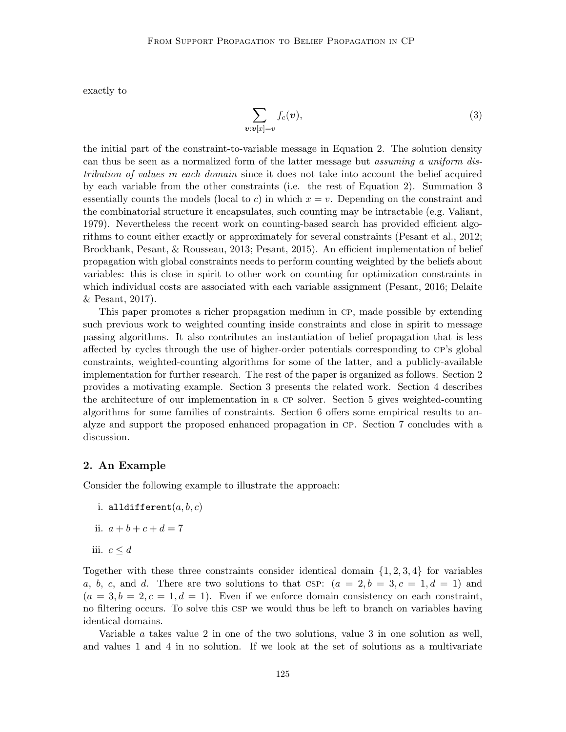exactly to

$$\sum_{\boldsymbol{v}:\boldsymbol{v}[x]=v} f_c(\boldsymbol{v}), \tag{3}$$

the initial part of the constraint-to-variable message in Equation 2. The solution density can thus be seen as a normalized form of the latter message but *assuming a uniform distribution of values in each domain* since it does not take into account the belief acquired by each variable from the other constraints (i.e. the rest of Equation 2). Summation 3 essentially counts the models (local to $c$) in which $x = v$. Depending on the constraint and the combinatorial structure it encapsulates, such counting may be intractable (e.g. Valiant, 1979). Nevertheless the recent work on counting-based search has provided efficient algorithms to count either exactly or approximately for several constraints (Pesant et al., 2012; Brockbank, Pesant, & Rousseau, 2013; Pesant, 2015). An efficient implementation of belief propagation with global constraints needs to perform counting weighted by the beliefs about variables: this is close in spirit to other work on counting for optimization constraints in which individual costs are associated with each variable assignment (Pesant, 2016; Delaite & Pesant, 2017).

This paper promotes a richer propagation medium in CP, made possible by extending such previous work to weighted counting inside constraints and close in spirit to message passing algorithms. It also contributes an instantiation of belief propagation that is less affected by cycles through the use of higher-order potentials corresponding to CP's global constraints, weighted-counting algorithms for some of the latter, and a publicly-available implementation for further research. The rest of the paper is organized as follows. Section 2 provides a motivating example. Section 3 presents the related work. Section 4 describes the architecture of our implementation in a CP solver. Section 5 gives weighted-counting algorithms for some families of constraints. Section 6 offers some empirical results to analyze and support the proposed enhanced propagation in CP. Section 7 concludes with a discussion.

## 2. An Example

Consider the following example to illustrate the approach:

i. `alldifferent`$(a, b, c)$

ii. $a + b + c + d = 7$

iii. $c \leq d$

Together with these three constraints consider identical domain $\{1, 2, 3, 4\}$ for variables $a$, $b$, $c$, and $d$. There are two solutions to that CSP: $(a = 2, b = 3, c = 1, d = 1)$ and $(a = 3, b = 2, c = 1, d = 1)$. Even if we enforce domain consistency on each constraint, no filtering occurs. To solve this CSP we would thus be left to branch on variables having identical domains.

Variable $a$ takes value 2 in one of the two solutions, value 3 in one solution as well, and values 1 and 4 in no solution. If we look at the set of solutions as a multivariate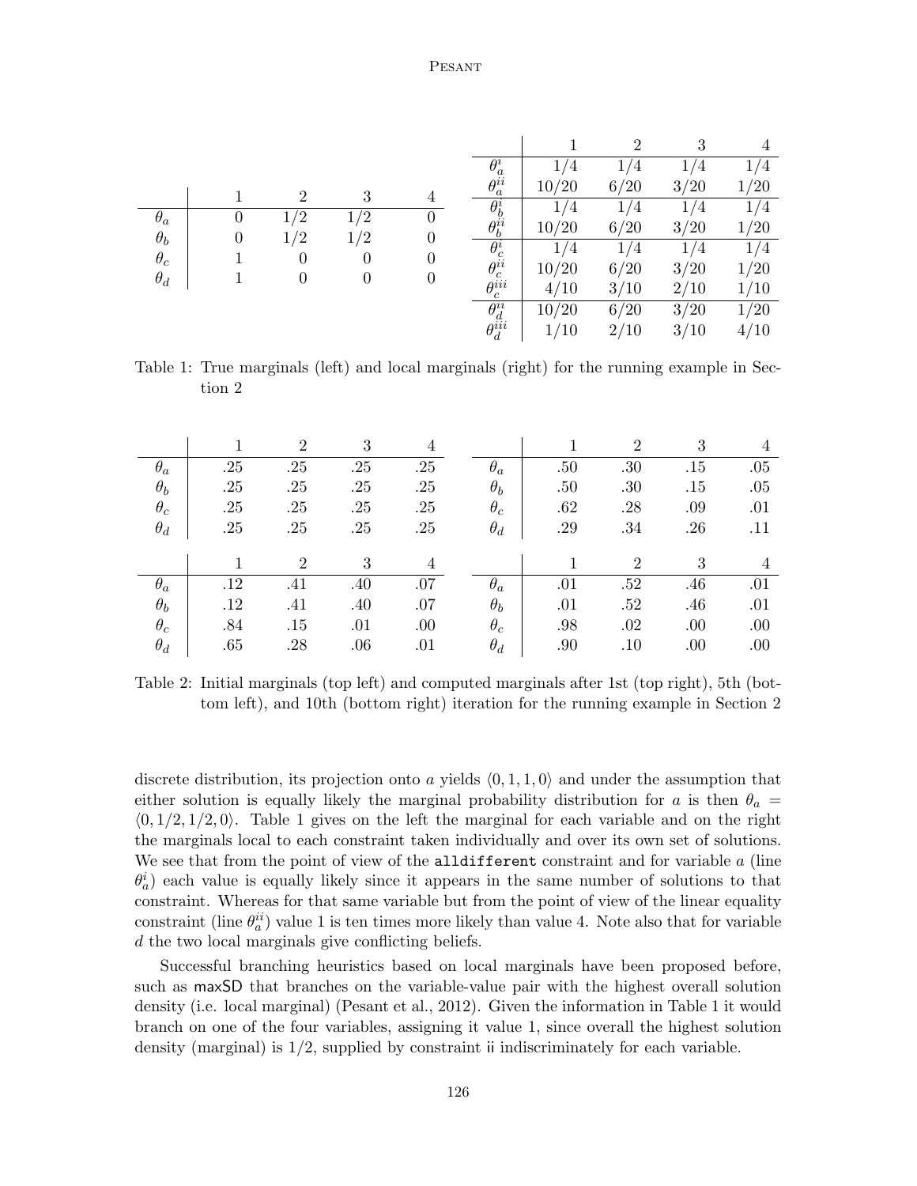|  | 1 | 2 | 3 | 4 |
|---|---|---|---|---|
| $\theta_a$ | 0 | 1/2 | 1/2 | 0 |
| $\theta_b$ | 0 | 1/2 | 1/2 | 0 |
| $\theta_c$ | 1 | 0 | 0 | 0 |
| $\theta_d$ | 1 | 0 | 0 | 0 |

|  | 1 | 2 | 3 | 4 |
|---|---|---|---|---|
| $\theta_a^i$ | 1/4 | 1/4 | 1/4 | 1/4 |
| $\theta_a^{ii}$ | 10/20 | 6/20 | 3/20 | 1/20 |
| $\theta_b^i$ | 1/4 | 1/4 | 1/4 | 1/4 |
| $\theta_b^{ii}$ | 10/20 | 6/20 | 3/20 | 1/20 |
| $\theta_c^i$ | 1/4 | 1/4 | 1/4 | 1/4 |
| $\theta_c^{ii}$ | 10/20 | 6/20 | 3/20 | 1/20 |
| $\theta_c^{iii}$ | 4/10 | 3/10 | 2/10 | 1/10 |
| $\theta_d^{ii}$ | 10/20 | 6/20 | 3/20 | 1/20 |
| $\theta_d^{iii}$ | 1/10 | 2/10 | 3/10 | 4/10 |

Table 1: True marginals (left) and local marginals (right) for the running example in Section 2

|  | 1 | 2 | 3 | 4 |
|---|---|---|---|---|
| $\theta_a$ | .25 | .25 | .25 | .25 |
| $\theta_b$ | .25 | .25 | .25 | .25 |
| $\theta_c$ | .25 | .25 | .25 | .25 |
| $\theta_d$ | .25 | .25 | .25 | .25 |

|  | 1 | 2 | 3 | 4 |
|---|---|---|---|---|
| $\theta_a$ | .50 | .30 | .15 | .05 |
| $\theta_b$ | .50 | .30 | .15 | .05 |
| $\theta_c$ | .62 | .28 | .09 | .01 |
| $\theta_d$ | .29 | .34 | .26 | .11 |

|  | 1 | 2 | 3 | 4 |
|---|---|---|---|---|
| $\theta_a$ | .12 | .41 | .40 | .07 |
| $\theta_b$ | .12 | .41 | .40 | .07 |
| $\theta_c$ | .84 | .15 | .01 | .00 |
| $\theta_d$ | .65 | .28 | .06 | .01 |

|  | 1 | 2 | 3 | 4 |
|---|---|---|---|---|
| $\theta_a$ | .01 | .52 | .46 | .01 |
| $\theta_b$ | .01 | .52 | .46 | .01 |
| $\theta_c$ | .98 | .02 | .00 | .00 |
| $\theta_d$ | .90 | .10 | .00 | .00 |

Table 2: Initial marginals (top left) and computed marginals after 1st (top right), 5th (bottom left), and 10th (bottom right) iteration for the running example in Section 2

discrete distribution, its projection onto $a$ yields $\langle 0, 1, 1, 0 \rangle$ and under the assumption that either solution is equally likely the marginal probability distribution for $a$ is then $\theta_a = \langle 0, 1/2, 1/2, 0 \rangle$. Table 1 gives on the left the marginal for each variable and on the right the marginals local to each constraint taken individually and over its own set of solutions. We see that from the point of view of the `alldifferent` constraint and for variable $a$ (line $\theta_a^i$) each value is equally likely since it appears in the same number of solutions to that constraint. Whereas for that same variable but from the point of view of the linear equality constraint (line $\theta_a^{ii}$) value 1 is ten times more likely than value 4. Note also that for variable $d$ the two local marginals give conflicting beliefs.

Successful branching heuristics based on local marginals have been proposed before, such as maxSD that branches on the variable-value pair with the highest overall solution density (i.e. local marginal) (Pesant et al., 2012). Given the information in Table 1 it would branch on one of the four variables, assigning it value 1, since overall the highest solution density (marginal) is 1/2, supplied by constraint ii indiscriminately for each variable.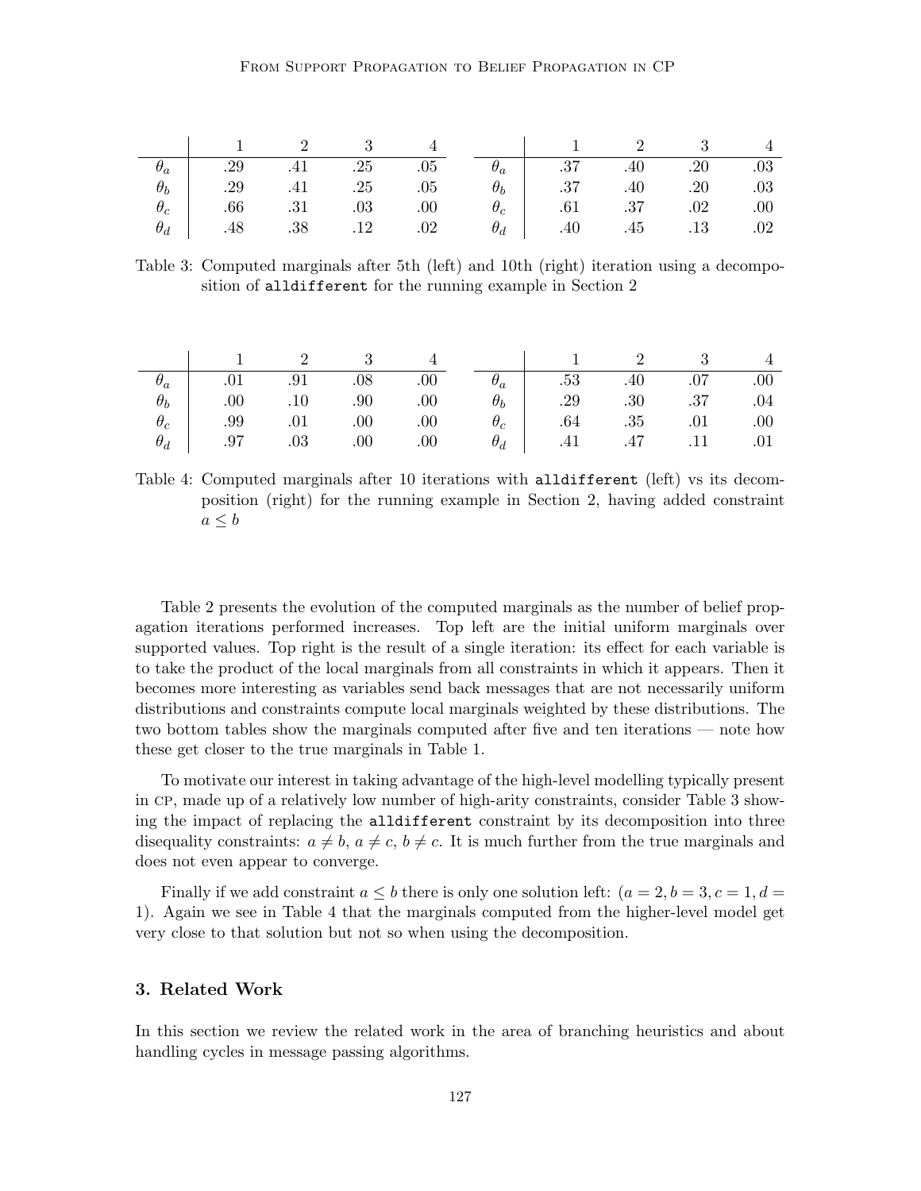| | 1 | 2 | 3 | 4 |
|---|---|---|---|---|
| $\theta_a$ | .29 | .41 | .25 | .05 |
| $\theta_b$ | .29 | .41 | .25 | .05 |
| $\theta_c$ | .66 | .31 | .03 | .00 |
| $\theta_d$ | .48 | .38 | .12 | .02 |

| | 1 | 2 | 3 | 4 |
|---|---|---|---|---|
| $\theta_a$ | .37 | .40 | .20 | .03 |
| $\theta_b$ | .37 | .40 | .20 | .03 |
| $\theta_c$ | .61 | .37 | .02 | .00 |
| $\theta_d$ | .40 | .45 | .13 | .02 |

Table 3: Computed marginals after 5th (left) and 10th (right) iteration using a decomposition of `alldifferent` for the running example in Section 2

| | 1 | 2 | 3 | 4 |
|---|---|---|---|---|
| $\theta_a$ | .01 | .91 | .08 | .00 |
| $\theta_b$ | .00 | .10 | .90 | .00 |
| $\theta_c$ | .99 | .01 | .00 | .00 |
| $\theta_d$ | .97 | .03 | .00 | .00 |

| | 1 | 2 | 3 | 4 |
|---|---|---|---|---|
| $\theta_a$ | .53 | .40 | .07 | .00 |
| $\theta_b$ | .29 | .30 | .37 | .04 |
| $\theta_c$ | .64 | .35 | .01 | .00 |
| $\theta_d$ | .41 | .47 | .11 | .01 |

Table 4: Computed marginals after 10 iterations with `alldifferent` (left) vs its decomposition (right) for the running example in Section 2, having added constraint $a \leq b$

Table 2 presents the evolution of the computed marginals as the number of belief propagation iterations performed increases. Top left are the initial uniform marginals over supported values. Top right is the result of a single iteration: its effect for each variable is to take the product of the local marginals from all constraints in which it appears. Then it becomes more interesting as variables send back messages that are not necessarily uniform distributions and constraints compute local marginals weighted by these distributions. The two bottom tables show the marginals computed after five and ten iterations — note how these get closer to the true marginals in Table 1.

To motivate our interest in taking advantage of the high-level modelling typically present in CP, made up of a relatively low number of high-arity constraints, consider Table 3 showing the impact of replacing the `alldifferent` constraint by its decomposition into three disequality constraints: $a \neq b$, $a \neq c$, $b \neq c$. It is much further from the true marginals and does not even appear to converge.

Finally if we add constraint $a \leq b$ there is only one solution left: $(a = 2, b = 3, c = 1, d = 1)$. Again we see in Table 4 that the marginals computed from the higher-level model get very close to that solution but not so when using the decomposition.

## 3. Related Work

In this section we review the related work in the area of branching heuristics and about handling cycles in message passing algorithms.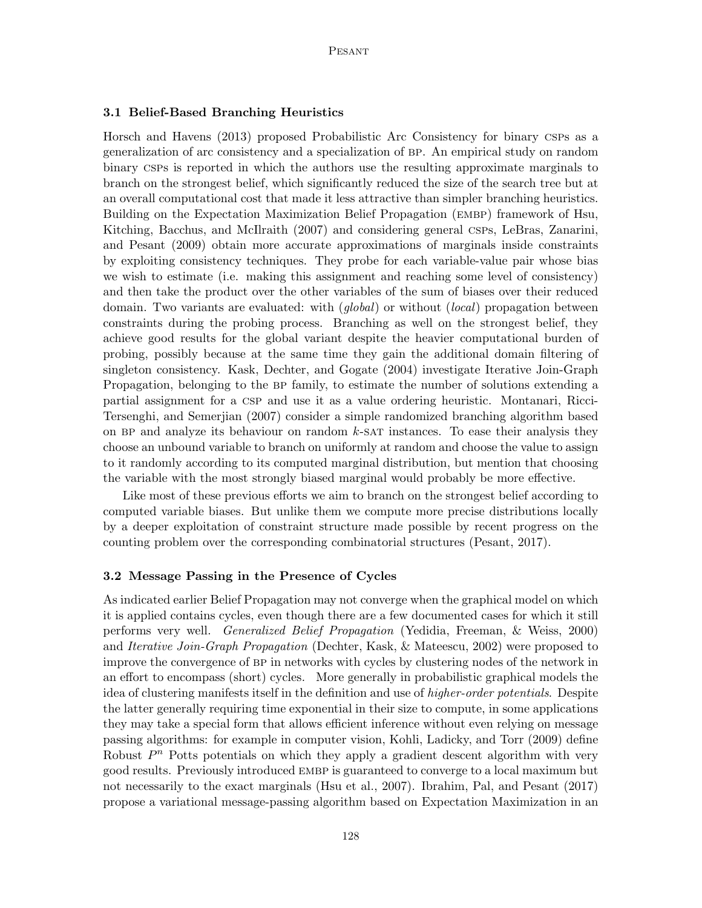### 3.1 Belief-Based Branching Heuristics

Horsch and Havens (2013) proposed Probabilistic Arc Consistency for binary CSPs as a generalization of arc consistency and a specialization of BP. An empirical study on random binary CSPs is reported in which the authors use the resulting approximate marginals to branch on the strongest belief, which significantly reduced the size of the search tree but at an overall computational cost that made it less attractive than simpler branching heuristics. Building on the Expectation Maximization Belief Propagation (EMBP) framework of Hsu, Kitching, Bacchus, and McIlraith (2007) and considering general CSPs, LeBras, Zanarini, and Pesant (2009) obtain more accurate approximations of marginals inside constraints by exploiting consistency techniques. They probe for each variable-value pair whose bias we wish to estimate (i.e. making this assignment and reaching some level of consistency) and then take the product over the other variables of the sum of biases over their reduced domain. Two variants are evaluated: with (*global*) or without (*local*) propagation between constraints during the probing process. Branching as well on the strongest belief, they achieve good results for the global variant despite the heavier computational burden of probing, possibly because at the same time they gain the additional domain filtering of singleton consistency. Kask, Dechter, and Gogate (2004) investigate Iterative Join-Graph Propagation, belonging to the BP family, to estimate the number of solutions extending a partial assignment for a CSP and use it as a value ordering heuristic. Montanari, Ricci-Tersenghi, and Semerjian (2007) consider a simple randomized branching algorithm based on BP and analyze its behaviour on random $k$-SAT instances. To ease their analysis they choose an unbound variable to branch on uniformly at random and choose the value to assign to it randomly according to its computed marginal distribution, but mention that choosing the variable with the most strongly biased marginal would probably be more effective.

Like most of these previous efforts we aim to branch on the strongest belief according to computed variable biases. But unlike them we compute more precise distributions locally by a deeper exploitation of constraint structure made possible by recent progress on the counting problem over the corresponding combinatorial structures (Pesant, 2017).

### 3.2 Message Passing in the Presence of Cycles

As indicated earlier Belief Propagation may not converge when the graphical model on which it is applied contains cycles, even though there are a few documented cases for which it still performs very well. *Generalized Belief Propagation* (Yedidia, Freeman, & Weiss, 2000) and *Iterative Join-Graph Propagation* (Dechter, Kask, & Mateescu, 2002) were proposed to improve the convergence of BP in networks with cycles by clustering nodes of the network in an effort to encompass (short) cycles. More generally in probabilistic graphical models the idea of clustering manifests itself in the definition and use of *higher-order potentials*. Despite the latter generally requiring time exponential in their size to compute, in some applications they may take a special form that allows efficient inference without even relying on message passing algorithms: for example in computer vision, Kohli, Ladicky, and Torr (2009) define Robust $P^n$ Potts potentials on which they apply a gradient descent algorithm with very good results. Previously introduced EMBP is guaranteed to converge to a local maximum but not necessarily to the exact marginals (Hsu et al., 2007). Ibrahim, Pal, and Pesant (2017) propose a variational message-passing algorithm based on Expectation Maximization in an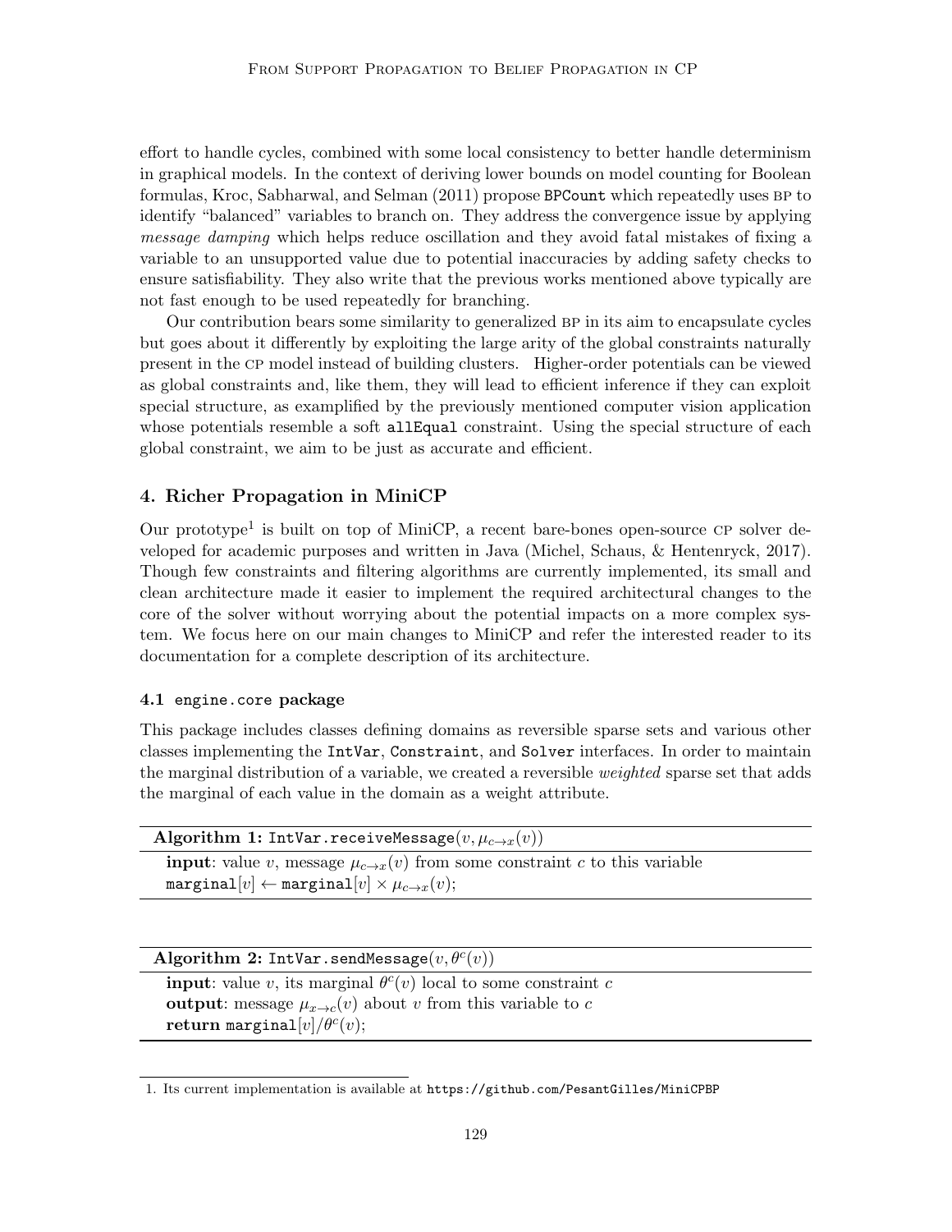effort to handle cycles, combined with some local consistency to better handle determinism in graphical models. In the context of deriving lower bounds on model counting for Boolean formulas, Kroc, Sabharwal, and Selman (2011) propose `BPCount` which repeatedly uses BP to identify "balanced" variables to branch on. They address the convergence issue by applying *message damping* which helps reduce oscillation and they avoid fatal mistakes of fixing a variable to an unsupported value due to potential inaccuracies by adding safety checks to ensure satisfiability. They also write that the previous works mentioned above typically are not fast enough to be used repeatedly for branching.

Our contribution bears some similarity to generalized BP in its aim to encapsulate cycles but goes about it differently by exploiting the large arity of the global constraints naturally present in the CP model instead of building clusters. Higher-order potentials can be viewed as global constraints and, like them, they will lead to efficient inference if they can exploit special structure, as examplified by the previously mentioned computer vision application whose potentials resemble a soft `allEqual` constraint. Using the special structure of each global constraint, we aim to be just as accurate and efficient.

## 4. Richer Propagation in MiniCP

Our prototype[1] is built on top of MiniCP, a recent bare-bones open-source CP solver developed for academic purposes and written in Java (Michel, Schaus, & Hentenryck, 2017). Though few constraints and filtering algorithms are currently implemented, its small and clean architecture made it easier to implement the required architectural changes to the core of the solver without worrying about the potential impacts on a more complex system. We focus here on our main changes to MiniCP and refer the interested reader to its documentation for a complete description of its architecture.

### 4.1 `engine.core` package

This package includes classes defining domains as reversible sparse sets and various other classes implementing the `IntVar`, `Constraint`, and `Solver` interfaces. In order to maintain the marginal distribution of a variable, we created a reversible *weighted* sparse set that adds the marginal of each value in the domain as a weight attribute.

**Algorithm 1:** `IntVar.receiveMessage`$(v, \mu_{c \to x}(v))$

**input**: value $v$, message $\mu_{c \to x}(v)$ from some constraint $c$ to this variable
`marginal`$[v] \leftarrow$ `marginal`$[v] \times \mu_{c \to x}(v)$;

**Algorithm 2:** `IntVar.sendMessage`$(v, \theta^c(v))$

**input**: value $v$, its marginal $\theta^c(v)$ local to some constraint $c$
**output**: message $\mu_{x \to c}(v)$ about $v$ from this variable to $c$
**return** `marginal`$[v]/\theta^c(v)$;

1. Its current implementation is available at `https://github.com/PesantGilles/MiniCPBP`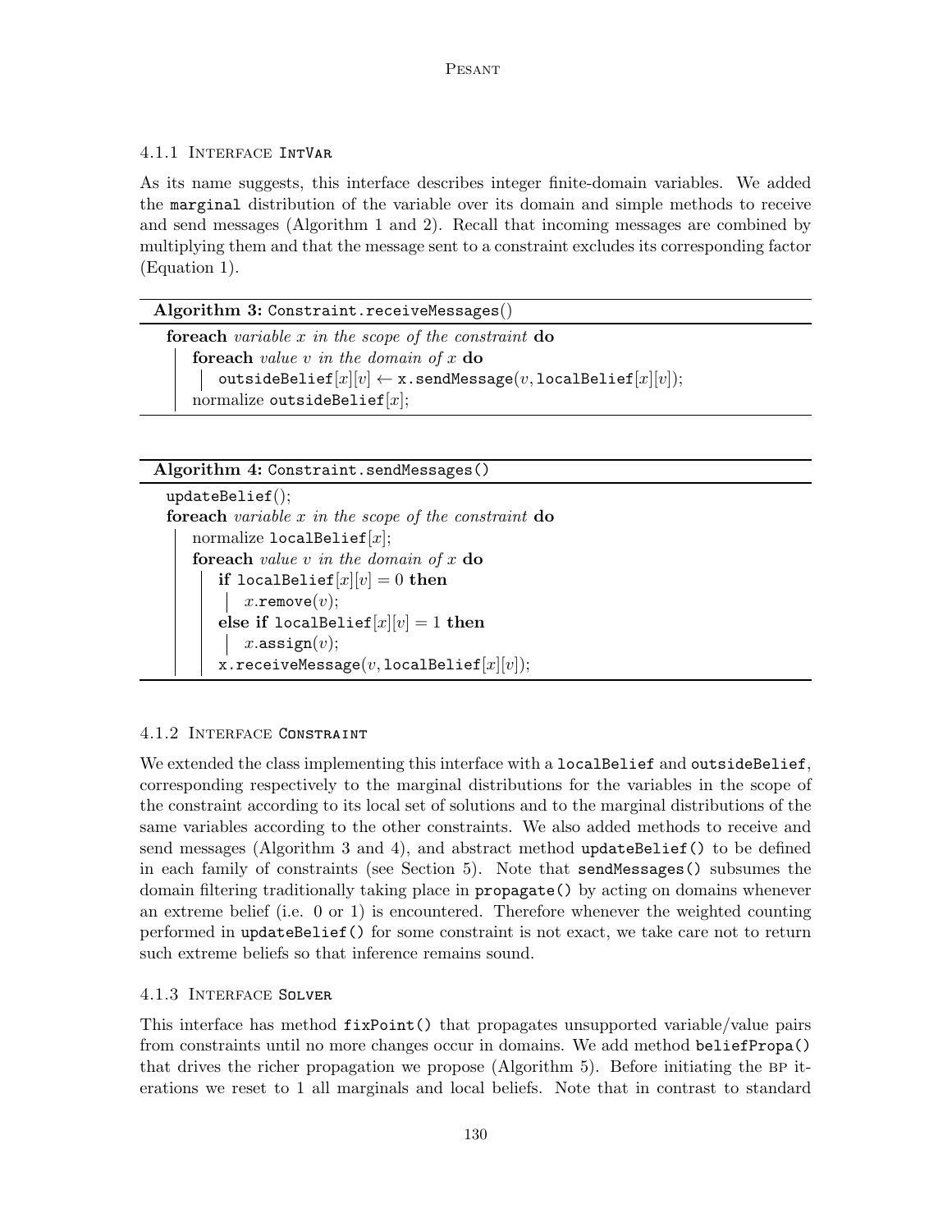#### 4.1.1 Interface IntVar

As its name suggests, this interface describes integer finite-domain variables. We added the `marginal` distribution of the variable over its domain and simple methods to receive and send messages (Algorithm 1 and 2). Recall that incoming messages are combined by multiplying them and that the message sent to a constraint excludes its corresponding factor (Equation 1).

**Algorithm 3:** `Constraint.receiveMessages()`

```
foreach variable x in the scope of the constraint do
    foreach value v in the domain of x do
        outsideBelief[x][v] ← x.sendMessage(v, localBelief[x][v]);
    normalize outsideBelief[x];
```

**Algorithm 4:** `Constraint.sendMessages()`

```
updateBelief();
foreach variable x in the scope of the constraint do
    normalize localBelief[x];
    foreach value v in the domain of x do
        if localBelief[x][v] = 0 then
            x.remove(v);
        else if localBelief[x][v] = 1 then
            x.assign(v);
        x.receiveMessage(v, localBelief[x][v]);
```

#### 4.1.2 Interface Constraint

We extended the class implementing this interface with a `localBelief` and `outsideBelief`, corresponding respectively to the marginal distributions for the variables in the scope of the constraint according to its local set of solutions and to the marginal distributions of the same variables according to the other constraints. We also added methods to receive and send messages (Algorithm 3 and 4), and abstract method `updateBelief()` to be defined in each family of constraints (see Section 5). Note that `sendMessages()` subsumes the domain filtering traditionally taking place in `propagate()` by acting on domains whenever an extreme belief (i.e. 0 or 1) is encountered. Therefore whenever the weighted counting performed in `updateBelief()` for some constraint is not exact, we take care not to return such extreme beliefs so that inference remains sound.

#### 4.1.3 Interface Solver

This interface has method `fixPoint()` that propagates unsupported variable/value pairs from constraints until no more changes occur in domains. We add method `beliefPropa()` that drives the richer propagation we propose (Algorithm 5). Before initiating the BP iterations we reset to 1 all marginals and local beliefs. Note that in contrast to standard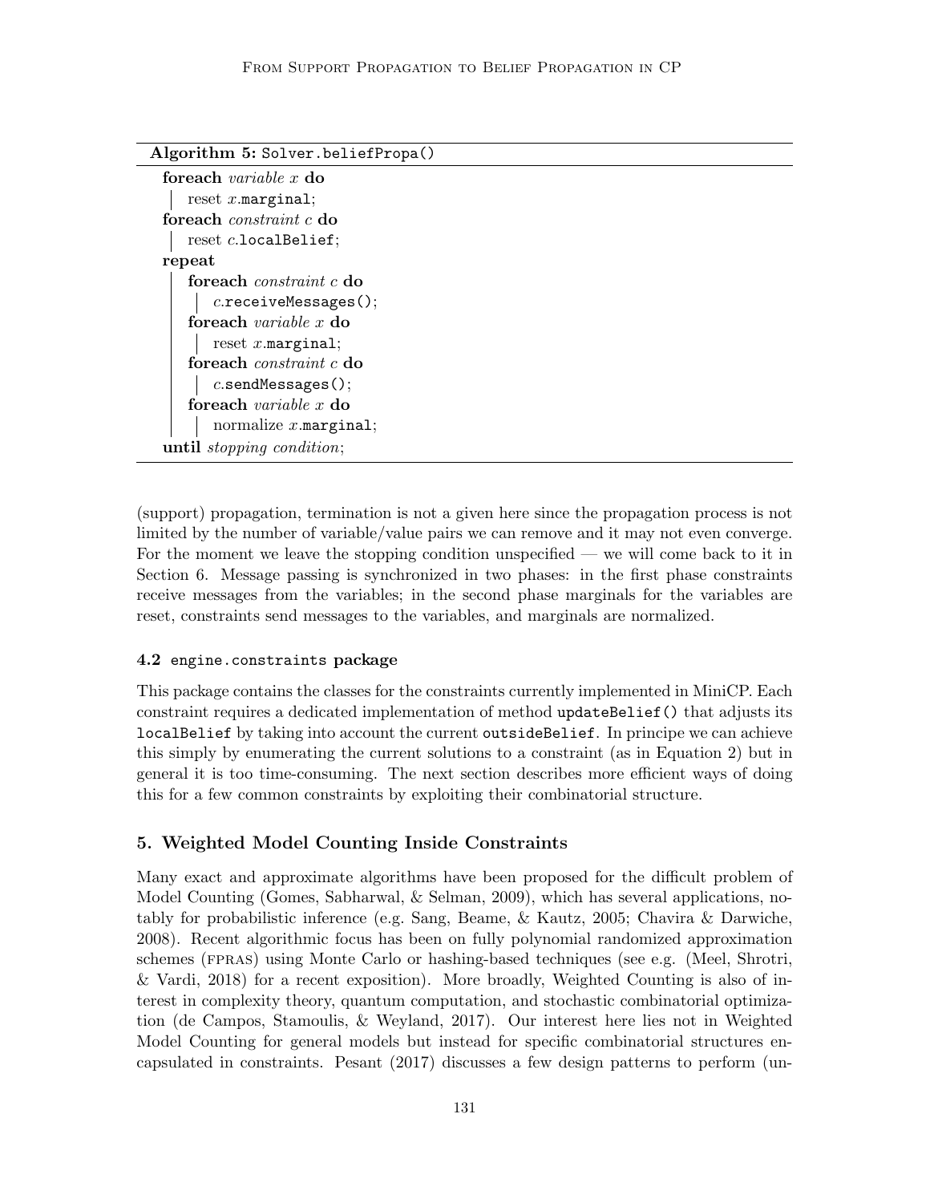**Algorithm 5:** `Solver.beliefPropa()`

```
foreach variable x do
    reset x.marginal;
foreach constraint c do
    reset c.localBelief;
repeat
    foreach constraint c do
        c.receiveMessages();
    foreach variable x do
        reset x.marginal;
    foreach constraint c do
        c.sendMessages();
    foreach variable x do
        normalize x.marginal;
until stopping condition;
```

(support) propagation, termination is not a given here since the propagation process is not limited by the number of variable/value pairs we can remove and it may not even converge. For the moment we leave the stopping condition unspecified — we will come back to it in Section 6. Message passing is synchronized in two phases: in the first phase constraints receive messages from the variables; in the second phase marginals for the variables are reset, constraints send messages to the variables, and marginals are normalized.

### 4.2 `engine.constraints` package

This package contains the classes for the constraints currently implemented in MiniCP. Each constraint requires a dedicated implementation of method `updateBelief()` that adjusts its `localBelief` by taking into account the current `outsideBelief`. In principe we can achieve this simply by enumerating the current solutions to a constraint (as in Equation 2) but in general it is too time-consuming. The next section describes more efficient ways of doing this for a few common constraints by exploiting their combinatorial structure.

## 5. Weighted Model Counting Inside Constraints

Many exact and approximate algorithms have been proposed for the difficult problem of Model Counting (Gomes, Sabharwal, & Selman, 2009), which has several applications, notably for probabilistic inference (e.g. Sang, Beame, & Kautz, 2005; Chavira & Darwiche, 2008). Recent algorithmic focus has been on fully polynomial randomized approximation schemes (FPRAS) using Monte Carlo or hashing-based techniques (see e.g. (Meel, Shrotri, & Vardi, 2018) for a recent exposition). More broadly, Weighted Counting is also of interest in complexity theory, quantum computation, and stochastic combinatorial optimization (de Campos, Stamoulis, & Weyland, 2017). Our interest here lies not in Weighted Model Counting for general models but instead for specific combinatorial structures encapsulated in constraints. Pesant (2017) discusses a few design patterns to perform (un-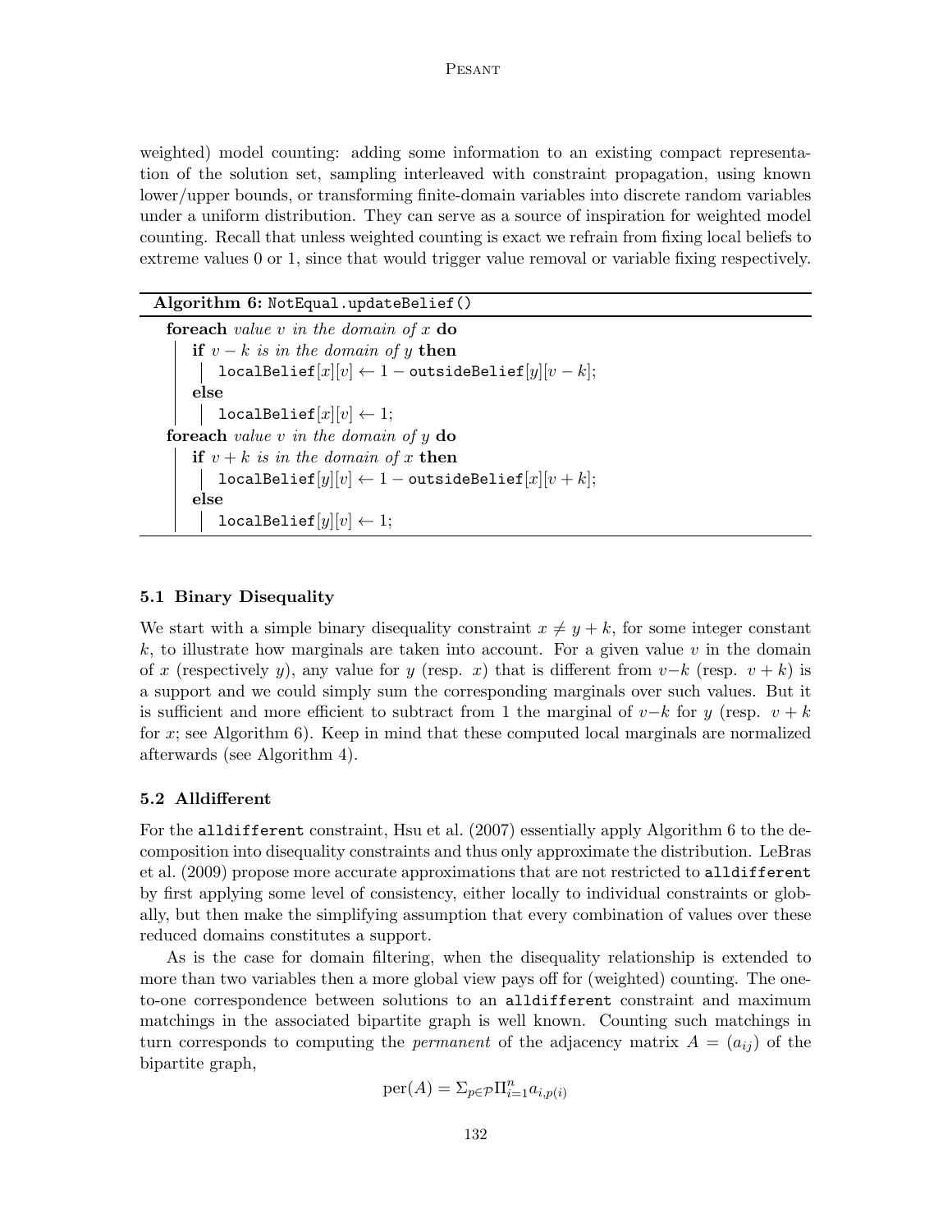weighted) model counting: adding some information to an existing compact representation of the solution set, sampling interleaved with constraint propagation, using known lower/upper bounds, or transforming finite-domain variables into discrete random variables under a uniform distribution. They can serve as a source of inspiration for weighted model counting. Recall that unless weighted counting is exact we refrain from fixing local beliefs to extreme values 0 or 1, since that would trigger value removal or variable fixing respectively.

**Algorithm 6:** `NotEqual.updateBelief()`

```
foreach value v in the domain of x do
    if v − k is in the domain of y then
        localBelief[x][v] ← 1 − outsideBelief[y][v − k];
    else
        localBelief[x][v] ← 1;
foreach value v in the domain of y do
    if v + k is in the domain of x then
        localBelief[y][v] ← 1 − outsideBelief[x][v + k];
    else
        localBelief[y][v] ← 1;
```

### 5.1 Binary Disequality

We start with a simple binary disequality constraint $x \neq y + k$, for some integer constant $k$, to illustrate how marginals are taken into account. For a given value $v$ in the domain of $x$ (respectively $y$), any value for $y$ (resp. $x$) that is different from $v-k$ (resp. $v + k$) is a support and we could simply sum the corresponding marginals over such values. But it is sufficient and more efficient to subtract from 1 the marginal of $v-k$ for $y$ (resp. $v + k$ for $x$; see Algorithm 6). Keep in mind that these computed local marginals are normalized afterwards (see Algorithm 4).

### 5.2 Alldifferent

For the `alldifferent` constraint, Hsu et al. (2007) essentially apply Algorithm 6 to the decomposition into disequality constraints and thus only approximate the distribution. LeBras et al. (2009) propose more accurate approximations that are not restricted to `alldifferent` by first applying some level of consistency, either locally to individual constraints or globally, but then make the simplifying assumption that every combination of values over these reduced domains constitutes a support.

As is the case for domain filtering, when the disequality relationship is extended to more than two variables then a more global view pays off for (weighted) counting. The one-to-one correspondence between solutions to an `alldifferent` constraint and maximum matchings in the associated bipartite graph is well known. Counting such matchings in turn corresponds to computing the *permanent* of the adjacency matrix $A = (a_{ij})$ of the bipartite graph,

$$\text{per}(A) = \Sigma_{p \in \mathcal{P}} \Pi_{i=1}^{n} a_{i,p(i)}$$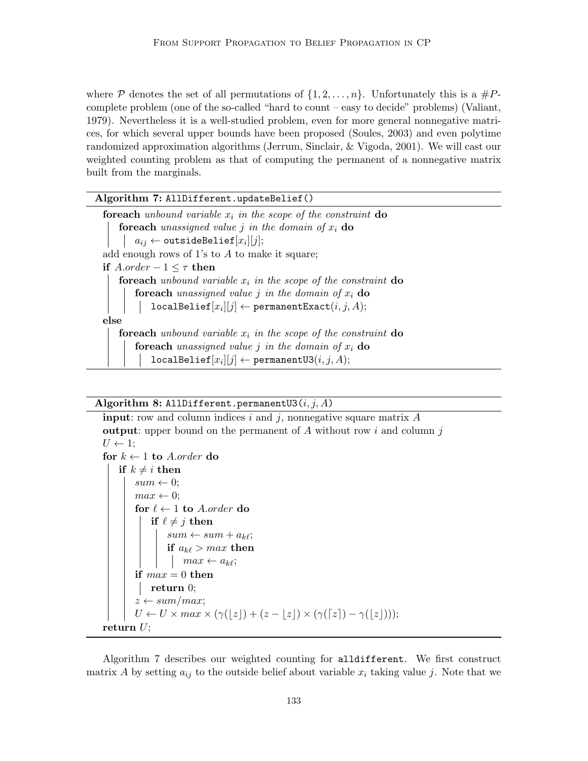where $\mathcal{P}$ denotes the set of all permutations of $\{1, 2, \ldots, n\}$. Unfortunately this is a $\#P$-complete problem (one of the so-called "hard to count – easy to decide" problems) (Valiant, 1979). Nevertheless it is a well-studied problem, even for more general nonnegative matrices, for which several upper bounds have been proposed (Soules, 2003) and even polytime randomized approximation algorithms (Jerrum, Sinclair, & Vigoda, 2001). We will cast our weighted counting problem as that of computing the permanent of a nonnegative matrix built from the marginals.

**Algorithm 7:** `AllDifferent.updateBelief()`

```
foreach unbound variable x_i in the scope of the constraint do
    foreach unassigned value j in the domain of x_i do
        a_ij ← outsideBelief[x_i][j];
add enough rows of 1's to A to make it square;
if A.order − 1 ≤ τ then
    foreach unbound variable x_i in the scope of the constraint do
        foreach unassigned value j in the domain of x_i do
            localBelief[x_i][j] ← permanentExact(i, j, A);
else
    foreach unbound variable x_i in the scope of the constraint do
        foreach unassigned value j in the domain of x_i do
            localBelief[x_i][j] ← permanentU3(i, j, A);
```

**Algorithm 8:** `AllDifferent.permanentU3(i, j, A)`

```
input: row and column indices i and j, nonnegative square matrix A
output: upper bound on the permanent of A without row i and column j
U ← 1;
for k ← 1 to A.order do
    if k ≠ i then
        sum ← 0;
        max ← 0;
        for ℓ ← 1 to A.order do
            if ℓ ≠ j then
                sum ← sum + a_kℓ;
                if a_kℓ > max then
                    max ← a_kℓ;
        if max = 0 then
            return 0;
        z ← sum/max;
        U ← U × max × (γ(⌊z⌋) + (z − ⌊z⌋) × (γ(⌈z⌉) − γ(⌊z⌋)));
return U;
```

Algorithm 7 describes our weighted counting for `alldifferent`. We first construct matrix $A$ by setting $a_{ij}$ to the outside belief about variable $x_i$ taking value $j$. Note that we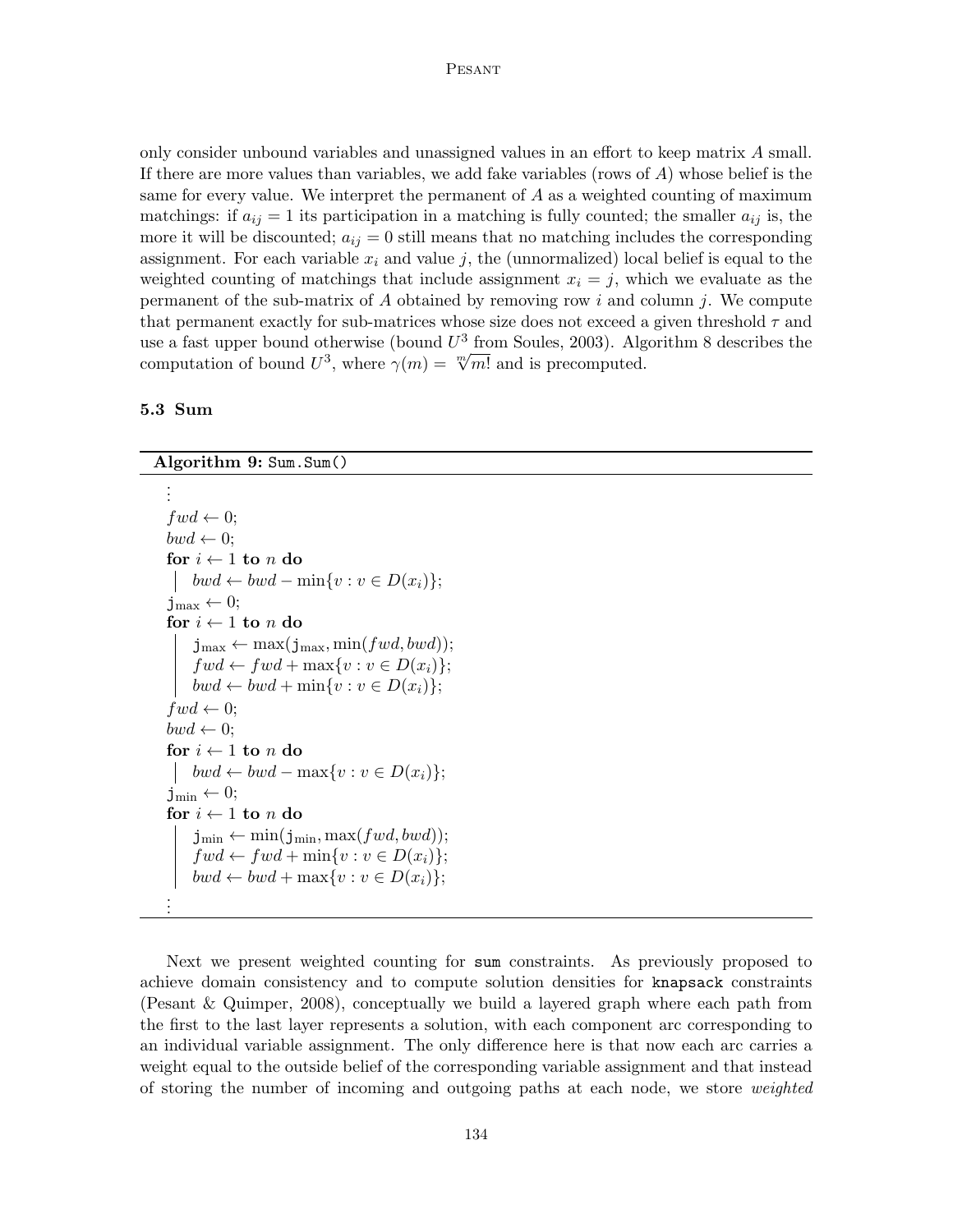only consider unbound variables and unassigned values in an effort to keep matrix $A$ small. If there are more values than variables, we add fake variables (rows of $A$) whose belief is the same for every value. We interpret the permanent of $A$ as a weighted counting of maximum matchings: if $a_{ij} = 1$ its participation in a matching is fully counted; the smaller $a_{ij}$ is, the more it will be discounted; $a_{ij} = 0$ still means that no matching includes the corresponding assignment. For each variable $x_i$ and value $j$, the (unnormalized) local belief is equal to the weighted counting of matchings that include assignment $x_i = j$, which we evaluate as the permanent of the sub-matrix of $A$ obtained by removing row $i$ and column $j$. We compute that permanent exactly for sub-matrices whose size does not exceed a given threshold $\tau$ and use a fast upper bound otherwise (bound $U^3$ from Soules, 2003). Algorithm 8 describes the computation of bound $U^3$, where $\gamma(m) = \sqrt[m]{m!}$ and is precomputed.

### 5.3 Sum

**Algorithm 9:** `Sum.Sum()`

```
⋮
fwd ← 0;
bwd ← 0;
for i ← 1 to n do
    bwd ← bwd − min{v : v ∈ D(x_i)};
j_max ← 0;
for i ← 1 to n do
    j_max ← max(j_max, min(fwd, bwd));
    fwd ← fwd + max{v : v ∈ D(x_i)};
    bwd ← bwd + min{v : v ∈ D(x_i)};
fwd ← 0;
bwd ← 0;
for i ← 1 to n do
    bwd ← bwd − max{v : v ∈ D(x_i)};
j_min ← 0;
for i ← 1 to n do
    j_min ← min(j_min, max(fwd, bwd));
    fwd ← fwd + min{v : v ∈ D(x_i)};
    bwd ← bwd + max{v : v ∈ D(x_i)};
⋮
```

Next we present weighted counting for `sum` constraints. As previously proposed to achieve domain consistency and to compute solution densities for `knapsack` constraints (Pesant & Quimper, 2008), conceptually we build a layered graph where each path from the first to the last layer represents a solution, with each component arc corresponding to an individual variable assignment. The only difference here is that now each arc carries a weight equal to the outside belief of the corresponding variable assignment and that instead of storing the number of incoming and outgoing paths at each node, we store *weighted*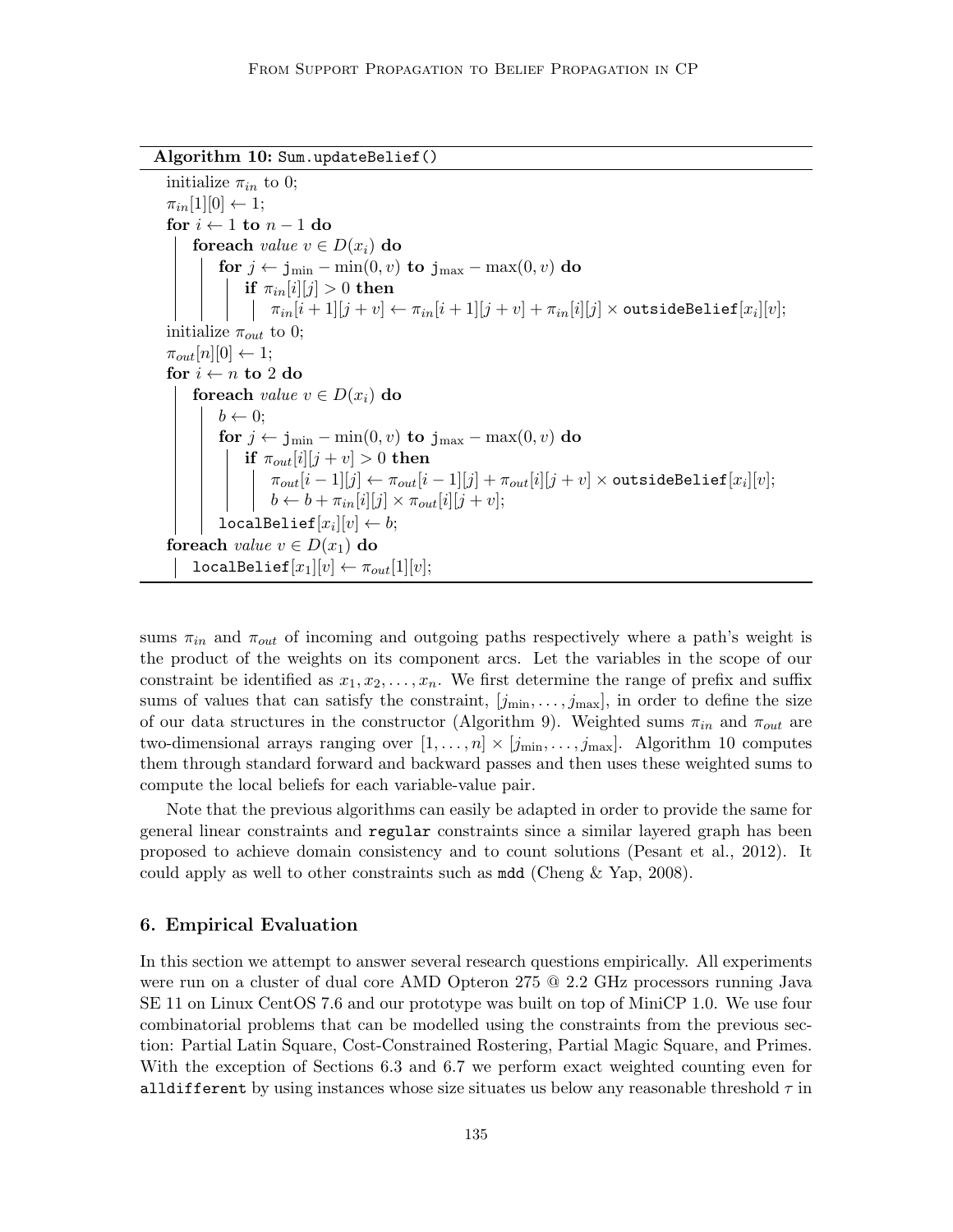**Algorithm 10:** `Sum.updateBelief()`

```
initialize π_in to 0;
π_in[1][0] ← 1;
for i ← 1 to n − 1 do
    foreach value v ∈ D(x_i) do
        for j ← j_min − min(0, v) to j_max − max(0, v) do
            if π_in[i][j] > 0 then
                π_in[i + 1][j + v] ← π_in[i + 1][j + v] + π_in[i][j] × outsideBelief[x_i][v];
initialize π_out to 0;
π_out[n][0] ← 1;
for i ← n to 2 do
    foreach value v ∈ D(x_i) do
        b ← 0;
        for j ← j_min − min(0, v) to j_max − max(0, v) do
            if π_out[i][j + v] > 0 then
                π_out[i − 1][j] ← π_out[i − 1][j] + π_out[i][j + v] × outsideBelief[x_i][v];
                b ← b + π_in[i][j] × π_out[i][j + v];
        localBelief[x_i][v] ← b;
foreach value v ∈ D(x_1) do
    localBelief[x_1][v] ← π_out[1][v];
```

sums $\pi_{in}$ and $\pi_{out}$ of incoming and outgoing paths respectively where a path's weight is the product of the weights on its component arcs. Let the variables in the scope of our constraint be identified as $x_1, x_2, \ldots, x_n$. We first determine the range of prefix and suffix sums of values that can satisfy the constraint, $[j_{\min}, \ldots, j_{\max}]$, in order to define the size of our data structures in the constructor (Algorithm 9). Weighted sums $\pi_{in}$ and $\pi_{out}$ are two-dimensional arrays ranging over $[1, \ldots, n] \times [j_{\min}, \ldots, j_{\max}]$. Algorithm 10 computes them through standard forward and backward passes and then uses these weighted sums to compute the local beliefs for each variable-value pair.

Note that the previous algorithms can easily be adapted in order to provide the same for general linear constraints and `regular` constraints since a similar layered graph has been proposed to achieve domain consistency and to count solutions (Pesant et al., 2012). It could apply as well to other constraints such as `mdd` (Cheng & Yap, 2008).

## 6. Empirical Evaluation

In this section we attempt to answer several research questions empirically. All experiments were run on a cluster of dual core AMD Opteron 275 @ 2.2 GHz processors running Java SE 11 on Linux CentOS 7.6 and our prototype was built on top of MiniCP 1.0. We use four combinatorial problems that can be modelled using the constraints from the previous section: Partial Latin Square, Cost-Constrained Rostering, Partial Magic Square, and Primes. With the exception of Sections 6.3 and 6.7 we perform exact weighted counting even for `alldifferent` by using instances whose size situates us below any reasonable threshold $\tau$ in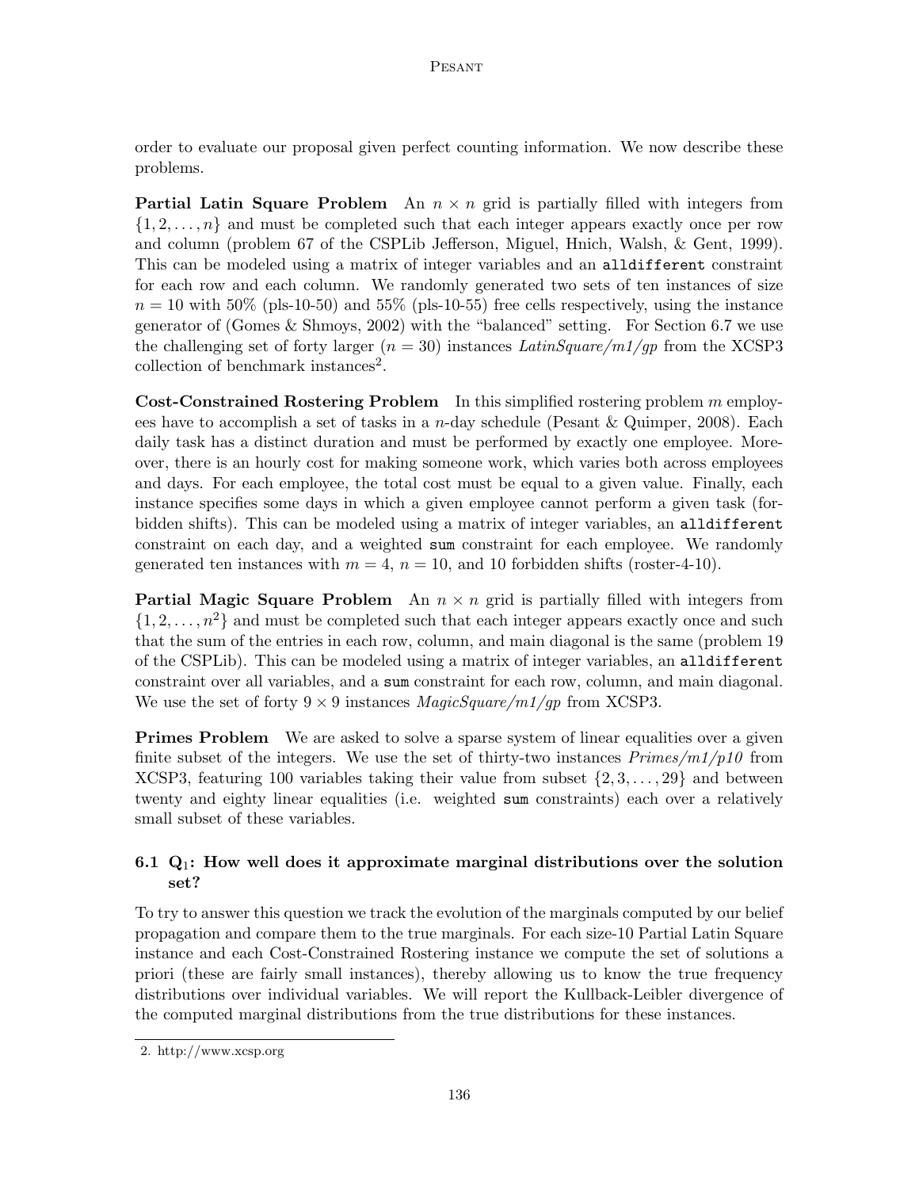order to evaluate our proposal given perfect counting information. We now describe these problems.

**Partial Latin Square Problem** An $n \times n$ grid is partially filled with integers from $\{1, 2, \dots, n\}$ and must be completed such that each integer appears exactly once per row and column (problem 67 of the CSPLib Jefferson, Miguel, Hnich, Walsh, & Gent, 1999). This can be modeled using a matrix of integer variables and an `alldifferent` constraint for each row and each column. We randomly generated two sets of ten instances of size $n = 10$ with 50% (pls-10-50) and 55% (pls-10-55) free cells respectively, using the instance generator of (Gomes & Shmoys, 2002) with the "balanced" setting. For Section 6.7 we use the challenging set of forty larger ($n = 30$) instances *LatinSquare/m1/gp* from the XCSP3 collection of benchmark instances[2].

**Cost-Constrained Rostering Problem** In this simplified rostering problem $m$ employees have to accomplish a set of tasks in a $n$-day schedule (Pesant & Quimper, 2008). Each daily task has a distinct duration and must be performed by exactly one employee. Moreover, there is an hourly cost for making someone work, which varies both across employees and days. For each employee, the total cost must be equal to a given value. Finally, each instance specifies some days in which a given employee cannot perform a given task (forbidden shifts). This can be modeled using a matrix of integer variables, an `alldifferent` constraint on each day, and a weighted `sum` constraint for each employee. We randomly generated ten instances with $m = 4$, $n = 10$, and 10 forbidden shifts (roster-4-10).

**Partial Magic Square Problem** An $n \times n$ grid is partially filled with integers from $\{1, 2, \dots, n^2\}$ and must be completed such that each integer appears exactly once and such that the sum of the entries in each row, column, and main diagonal is the same (problem 19 of the CSPLib). This can be modeled using a matrix of integer variables, an `alldifferent` constraint over all variables, and a `sum` constraint for each row, column, and main diagonal. We use the set of forty $9 \times 9$ instances *MagicSquare/m1/gp* from XCSP3.

**Primes Problem** We are asked to solve a sparse system of linear equalities over a given finite subset of the integers. We use the set of thirty-two instances *Primes/m1/p10* from XCSP3, featuring 100 variables taking their value from subset $\{2, 3, \dots, 29\}$ and between twenty and eighty linear equalities (i.e. weighted `sum` constraints) each over a relatively small subset of these variables.

### 6.1 $Q_1$: How well does it approximate marginal distributions over the solution set?

To try to answer this question we track the evolution of the marginals computed by our belief propagation and compare them to the true marginals. For each size-10 Partial Latin Square instance and each Cost-Constrained Rostering instance we compute the set of solutions a priori (these are fairly small instances), thereby allowing us to know the true frequency distributions over individual variables. We will report the Kullback-Leibler divergence of the computed marginal distributions from the true distributions for these instances.

2. http://www.xcsp.org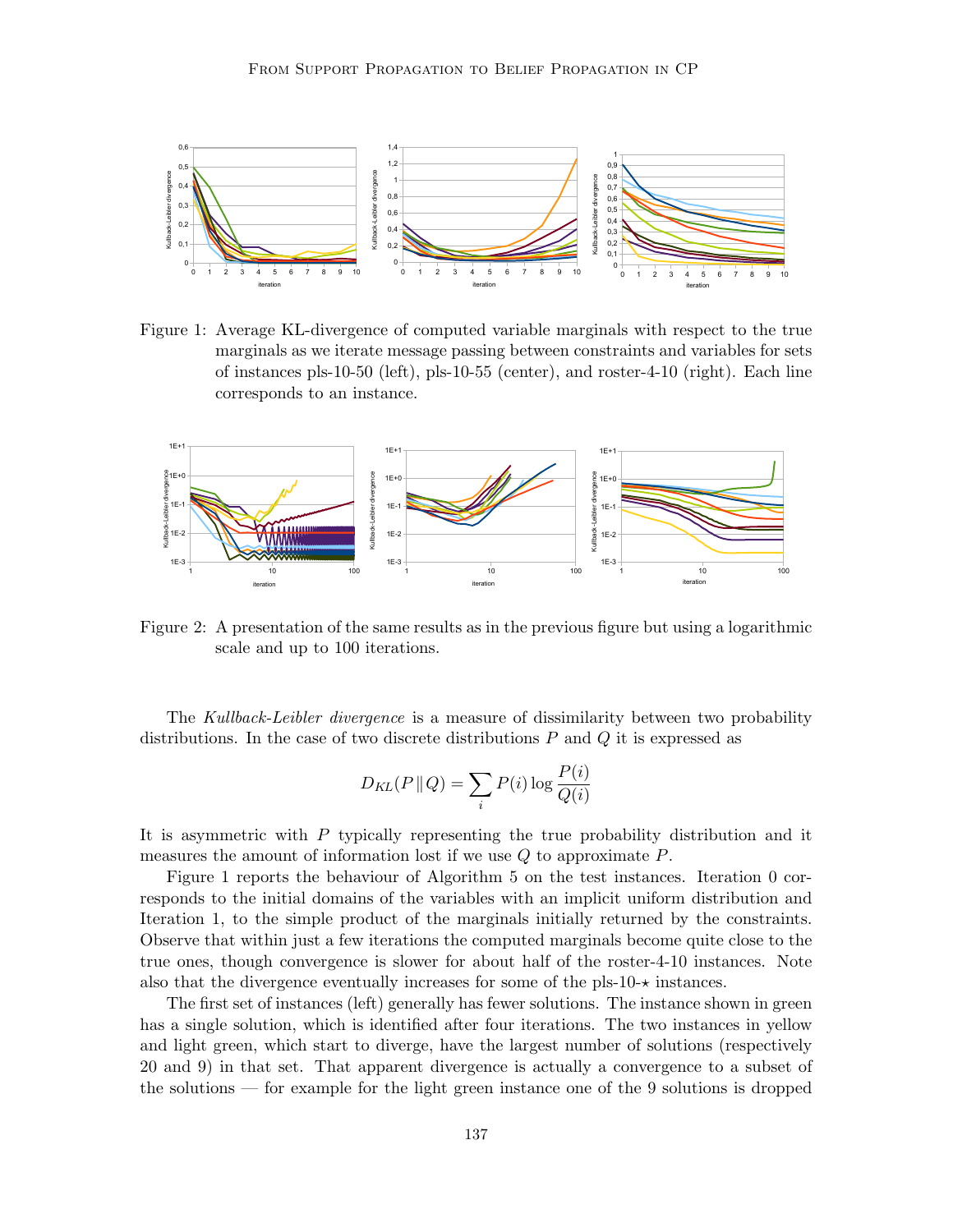Figure 1: Average KL-divergence of computed variable marginals with respect to the true marginals as we iterate message passing between constraints and variables for sets of instances pls-10-50 (left), pls-10-55 (center), and roster-4-10 (right). Each line corresponds to an instance.

Figure 2: A presentation of the same results as in the previous figure but using a logarithmic scale and up to 100 iterations.

The *Kullback-Leibler divergence* is a measure of dissimilarity between two probability distributions. In the case of two discrete distributions $P$ and $Q$ it is expressed as

$$D_{KL}(P \,\|\, Q) = \sum_i P(i) \log \frac{P(i)}{Q(i)}$$

It is asymmetric with $P$ typically representing the true probability distribution and it measures the amount of information lost if we use $Q$ to approximate $P$.

Figure 1 reports the behaviour of Algorithm 5 on the test instances. Iteration 0 corresponds to the initial domains of the variables with an implicit uniform distribution and Iteration 1, to the simple product of the marginals initially returned by the constraints. Observe that within just a few iterations the computed marginals become quite close to the true ones, though convergence is slower for about half of the roster-4-10 instances. Note also that the divergence eventually increases for some of the pls-10-$\star$ instances.

The first set of instances (left) generally has fewer solutions. The instance shown in green has a single solution, which is identified after four iterations. The two instances in yellow and light green, which start to diverge, have the largest number of solutions (respectively 20 and 9) in that set. That apparent divergence is actually a convergence to a subset of the solutions — for example for the light green instance one of the 9 solutions is dropped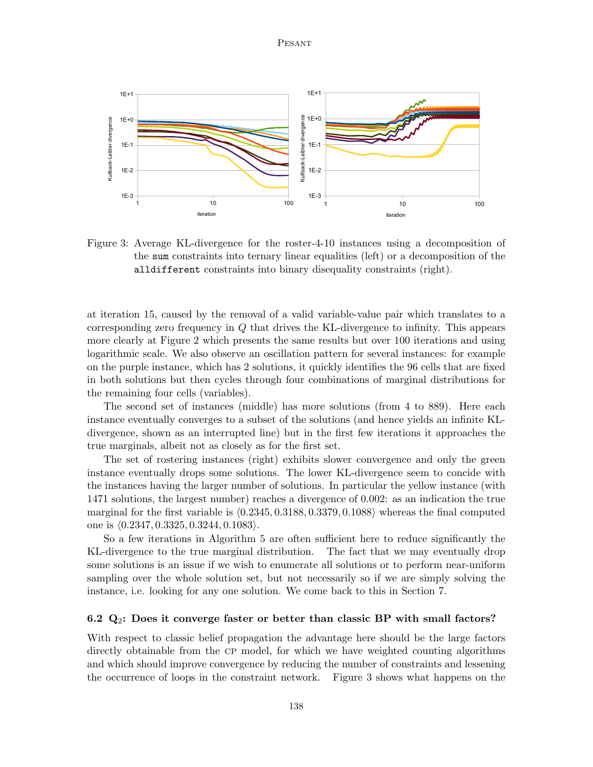Figure 3: Average KL-divergence for the roster-4-10 instances using a decomposition of the `sum` constraints into ternary linear equalities (left) or a decomposition of the `alldifferent` constraints into binary disequality constraints (right).

at iteration 15, caused by the removal of a valid variable-value pair which translates to a corresponding zero frequency in $Q$ that drives the KL-divergence to infinity. This appears more clearly at Figure 2 which presents the same results but over 100 iterations and using logarithmic scale. We also observe an oscillation pattern for several instances: for example on the purple instance, which has 2 solutions, it quickly identifies the 96 cells that are fixed in both solutions but then cycles through four combinations of marginal distributions for the remaining four cells (variables).

The second set of instances (middle) has more solutions (from 4 to 889). Here each instance eventually converges to a subset of the solutions (and hence yields an infinite KL-divergence, shown as an interrupted line) but in the first few iterations it approaches the true marginals, albeit not as closely as for the first set.

The set of rostering instances (right) exhibits slower convergence and only the green instance eventually drops some solutions. The lower KL-divergence seem to concide with the instances having the larger number of solutions. In particular the yellow instance (with 1471 solutions, the largest number) reaches a divergence of 0.002: as an indication the true marginal for the first variable is $\langle 0.2345, 0.3188, 0.3379, 0.1088 \rangle$ whereas the final computed one is $\langle 0.2347, 0.3325, 0.3244, 0.1083 \rangle$.

So a few iterations in Algorithm 5 are often sufficient here to reduce significantly the KL-divergence to the true marginal distribution. The fact that we may eventually drop some solutions is an issue if we wish to enumerate all solutions or to perform near-uniform sampling over the whole solution set, but not necessarily so if we are simply solving the instance, i.e. looking for any one solution. We come back to this in Section 7.

### 6.2 $Q_2$: Does it converge faster or better than classic BP with small factors?

With respect to classic belief propagation the advantage here should be the large factors directly obtainable from the CP model, for which we have weighted counting algorithms and which should improve convergence by reducing the number of constraints and lessening the occurrence of loops in the constraint network. Figure 3 shows what happens on the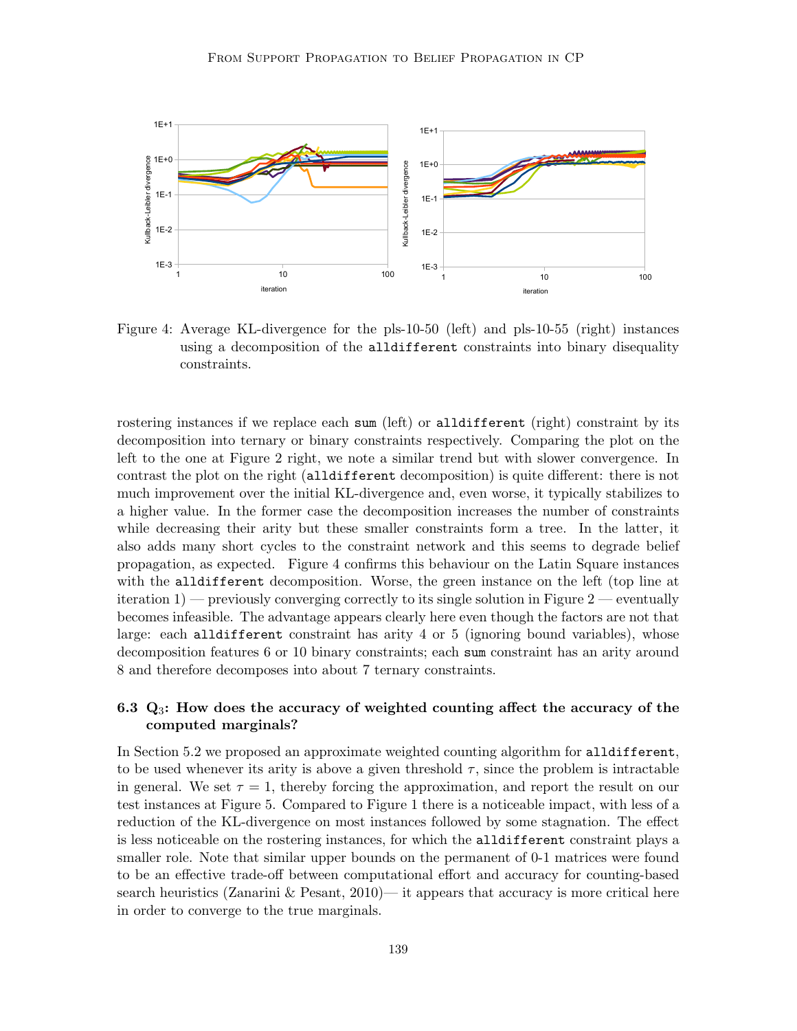Figure 4: Average KL-divergence for the pls-10-50 (left) and pls-10-55 (right) instances using a decomposition of the `alldifferent` constraints into binary disequality constraints.

rostering instances if we replace each `sum` (left) or `alldifferent` (right) constraint by its decomposition into ternary or binary constraints respectively. Comparing the plot on the left to the one at Figure 2 right, we note a similar trend but with slower convergence. In contrast the plot on the right (`alldifferent` decomposition) is quite different: there is not much improvement over the initial KL-divergence and, even worse, it typically stabilizes to a higher value. In the former case the decomposition increases the number of constraints while decreasing their arity but these smaller constraints form a tree. In the latter, it also adds many short cycles to the constraint network and this seems to degrade belief propagation, as expected. Figure 4 confirms this behaviour on the Latin Square instances with the `alldifferent` decomposition. Worse, the green instance on the left (top line at iteration 1) — previously converging correctly to its single solution in Figure 2 — eventually becomes infeasible. The advantage appears clearly here even though the factors are not that large: each `alldifferent` constraint has arity 4 or 5 (ignoring bound variables), whose decomposition features 6 or 10 binary constraints; each `sum` constraint has an arity around 8 and therefore decomposes into about 7 ternary constraints.

### 6.3 $Q_3$: How does the accuracy of weighted counting affect the accuracy of the computed marginals?

In Section 5.2 we proposed an approximate weighted counting algorithm for `alldifferent`, to be used whenever its arity is above a given threshold $\tau$, since the problem is intractable in general. We set $\tau = 1$, thereby forcing the approximation, and report the result on our test instances at Figure 5. Compared to Figure 1 there is a noticeable impact, with less of a reduction of the KL-divergence on most instances followed by some stagnation. The effect is less noticeable on the rostering instances, for which the `alldifferent` constraint plays a smaller role. Note that similar upper bounds on the permanent of 0-1 matrices were found to be an effective trade-off between computational effort and accuracy for counting-based search heuristics (Zanarini & Pesant, 2010)— it appears that accuracy is more critical here in order to converge to the true marginals.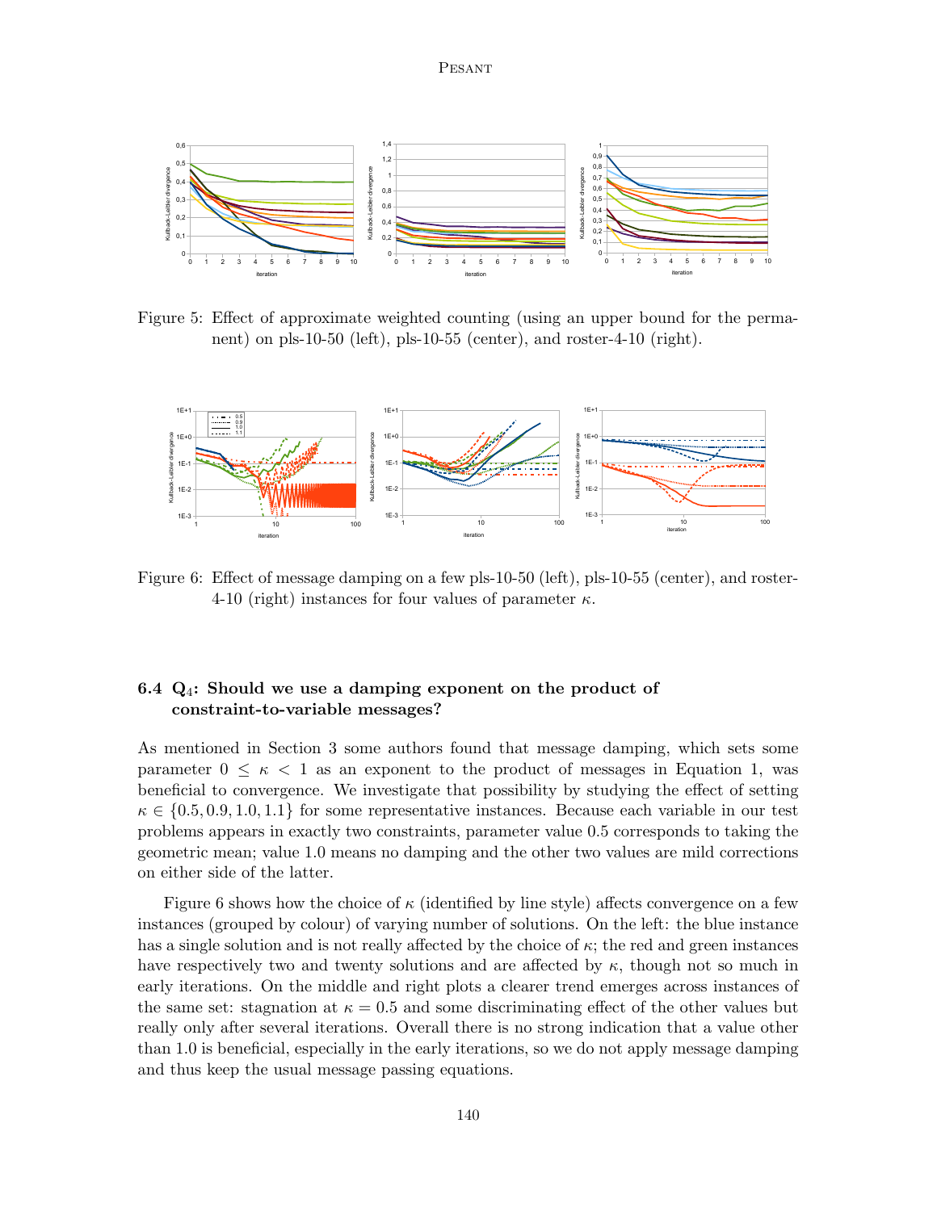Figure 5: Effect of approximate weighted counting (using an upper bound for the permanent) on pls-10-50 (left), pls-10-55 (center), and roster-4-10 (right).

Figure 6: Effect of message damping on a few pls-10-50 (left), pls-10-55 (center), and roster-4-10 (right) instances for four values of parameter $\kappa$.

### 6.4 $Q_4$: Should we use a damping exponent on the product of constraint-to-variable messages?

As mentioned in Section 3 some authors found that message damping, which sets some parameter $0 \leq \kappa < 1$ as an exponent to the product of messages in Equation 1, was beneficial to convergence. We investigate that possibility by studying the effect of setting $\kappa \in \{0.5, 0.9, 1.0, 1.1\}$ for some representative instances. Because each variable in our test problems appears in exactly two constraints, parameter value 0.5 corresponds to taking the geometric mean; value 1.0 means no damping and the other two values are mild corrections on either side of the latter.

Figure 6 shows how the choice of $\kappa$ (identified by line style) affects convergence on a few instances (grouped by colour) of varying number of solutions. On the left: the blue instance has a single solution and is not really affected by the choice of $\kappa$; the red and green instances have respectively two and twenty solutions and are affected by $\kappa$, though not so much in early iterations. On the middle and right plots a clearer trend emerges across instances of the same set: stagnation at $\kappa = 0.5$ and some discriminating effect of the other values but really only after several iterations. Overall there is no strong indication that a value other than 1.0 is beneficial, especially in the early iterations, so we do not apply message damping and thus keep the usual message passing equations.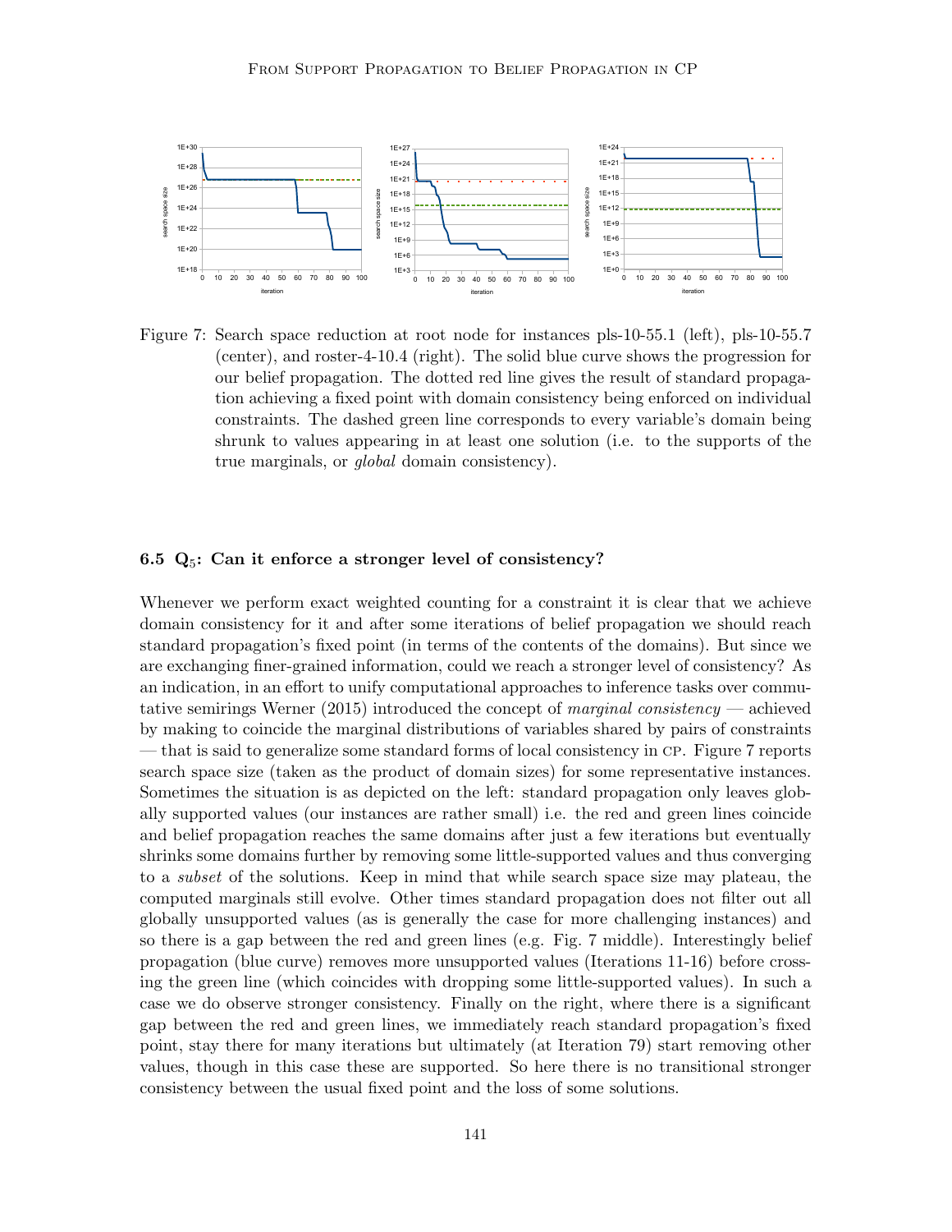Figure 7: Search space reduction at root node for instances pls-10-55.1 (left), pls-10-55.7 (center), and roster-4-10.4 (right). The solid blue curve shows the progression for our belief propagation. The dotted red line gives the result of standard propagation achieving a fixed point with domain consistency being enforced on individual constraints. The dashed green line corresponds to every variable's domain being shrunk to values appearing in at least one solution (i.e. to the supports of the true marginals, or *global* domain consistency).

### 6.5 $Q_5$: Can it enforce a stronger level of consistency?

Whenever we perform exact weighted counting for a constraint it is clear that we achieve domain consistency for it and after some iterations of belief propagation we should reach standard propagation's fixed point (in terms of the contents of the domains). But since we are exchanging finer-grained information, could we reach a stronger level of consistency? As an indication, in an effort to unify computational approaches to inference tasks over commutative semirings Werner (2015) introduced the concept of *marginal consistency* — achieved by making to coincide the marginal distributions of variables shared by pairs of constraints — that is said to generalize some standard forms of local consistency in CP. Figure 7 reports search space size (taken as the product of domain sizes) for some representative instances. Sometimes the situation is as depicted on the left: standard propagation only leaves globally supported values (our instances are rather small) i.e. the red and green lines coincide and belief propagation reaches the same domains after just a few iterations but eventually shrinks some domains further by removing some little-supported values and thus converging to a *subset* of the solutions. Keep in mind that while search space size may plateau, the computed marginals still evolve. Other times standard propagation does not filter out all globally unsupported values (as is generally the case for more challenging instances) and so there is a gap between the red and green lines (e.g. Fig. 7 middle). Interestingly belief propagation (blue curve) removes more unsupported values (Iterations 11-16) before crossing the green line (which coincides with dropping some little-supported values). In such a case we do observe stronger consistency. Finally on the right, where there is a significant gap between the red and green lines, we immediately reach standard propagation's fixed point, stay there for many iterations but ultimately (at Iteration 79) start removing other values, though in this case these are supported. So here there is no transitional stronger consistency between the usual fixed point and the loss of some solutions.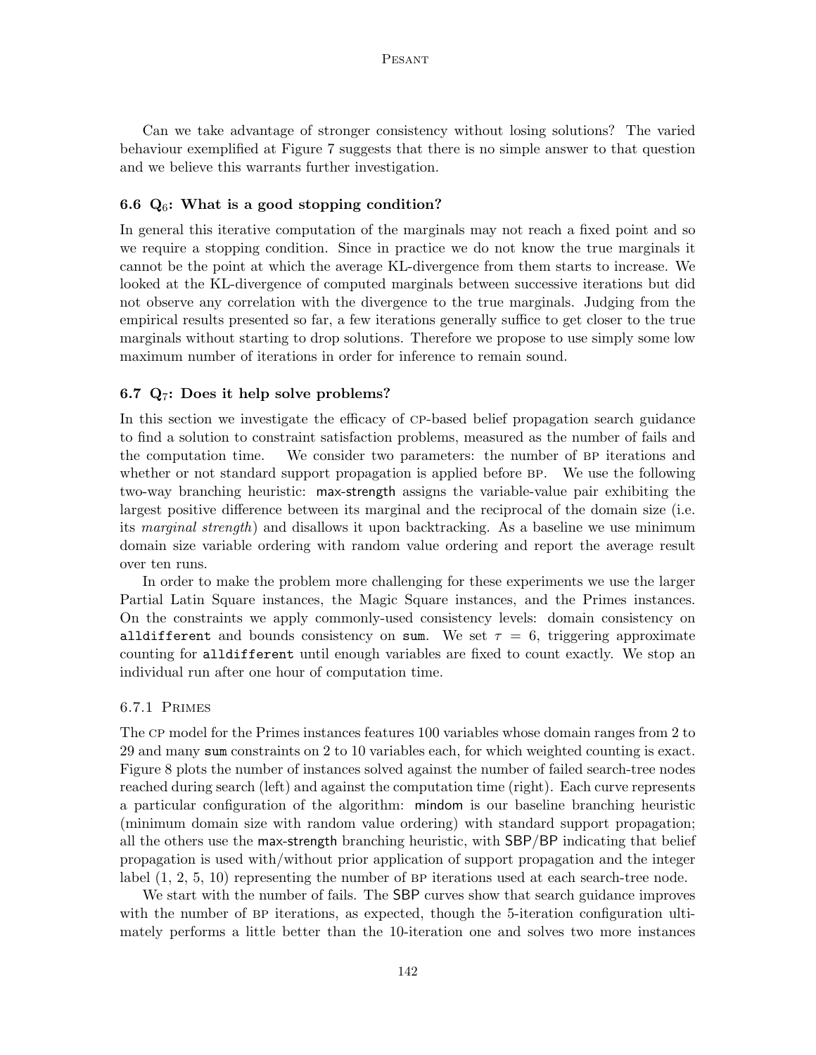Can we take advantage of stronger consistency without losing solutions? The varied behaviour exemplified at Figure 7 suggests that there is no simple answer to that question and we believe this warrants further investigation.

### 6.6 $Q_6$: What is a good stopping condition?

In general this iterative computation of the marginals may not reach a fixed point and so we require a stopping condition. Since in practice we do not know the true marginals it cannot be the point at which the average KL-divergence from them starts to increase. We looked at the KL-divergence of computed marginals between successive iterations but did not observe any correlation with the divergence to the true marginals. Judging from the empirical results presented so far, a few iterations generally suffice to get closer to the true marginals without starting to drop solutions. Therefore we propose to use simply some low maximum number of iterations in order for inference to remain sound.

### 6.7 $Q_7$: Does it help solve problems?

In this section we investigate the efficacy of CP-based belief propagation search guidance to find a solution to constraint satisfaction problems, measured as the number of fails and the computation time. We consider two parameters: the number of BP iterations and whether or not standard support propagation is applied before BP. We use the following two-way branching heuristic: max-strength assigns the variable-value pair exhibiting the largest positive difference between its marginal and the reciprocal of the domain size (i.e. its *marginal strength*) and disallows it upon backtracking. As a baseline we use minimum domain size variable ordering with random value ordering and report the average result over ten runs.

In order to make the problem more challenging for these experiments we use the larger Partial Latin Square instances, the Magic Square instances, and the Primes instances. On the constraints we apply commonly-used consistency levels: domain consistency on `alldifferent` and bounds consistency on `sum`. We set $\tau = 6$, triggering approximate counting for `alldifferent` until enough variables are fixed to count exactly. We stop an individual run after one hour of computation time.

#### 6.7.1 Primes

The CP model for the Primes instances features 100 variables whose domain ranges from 2 to 29 and many `sum` constraints on 2 to 10 variables each, for which weighted counting is exact. Figure 8 plots the number of instances solved against the number of failed search-tree nodes reached during search (left) and against the computation time (right). Each curve represents a particular configuration of the algorithm: mindom is our baseline branching heuristic (minimum domain size with random value ordering) with standard support propagation; all the others use the max-strength branching heuristic, with SBP/BP indicating that belief propagation is used with/without prior application of support propagation and the integer label (1, 2, 5, 10) representing the number of BP iterations used at each search-tree node.

We start with the number of fails. The SBP curves show that search guidance improves with the number of BP iterations, as expected, though the 5-iteration configuration ultimately performs a little better than the 10-iteration one and solves two more instances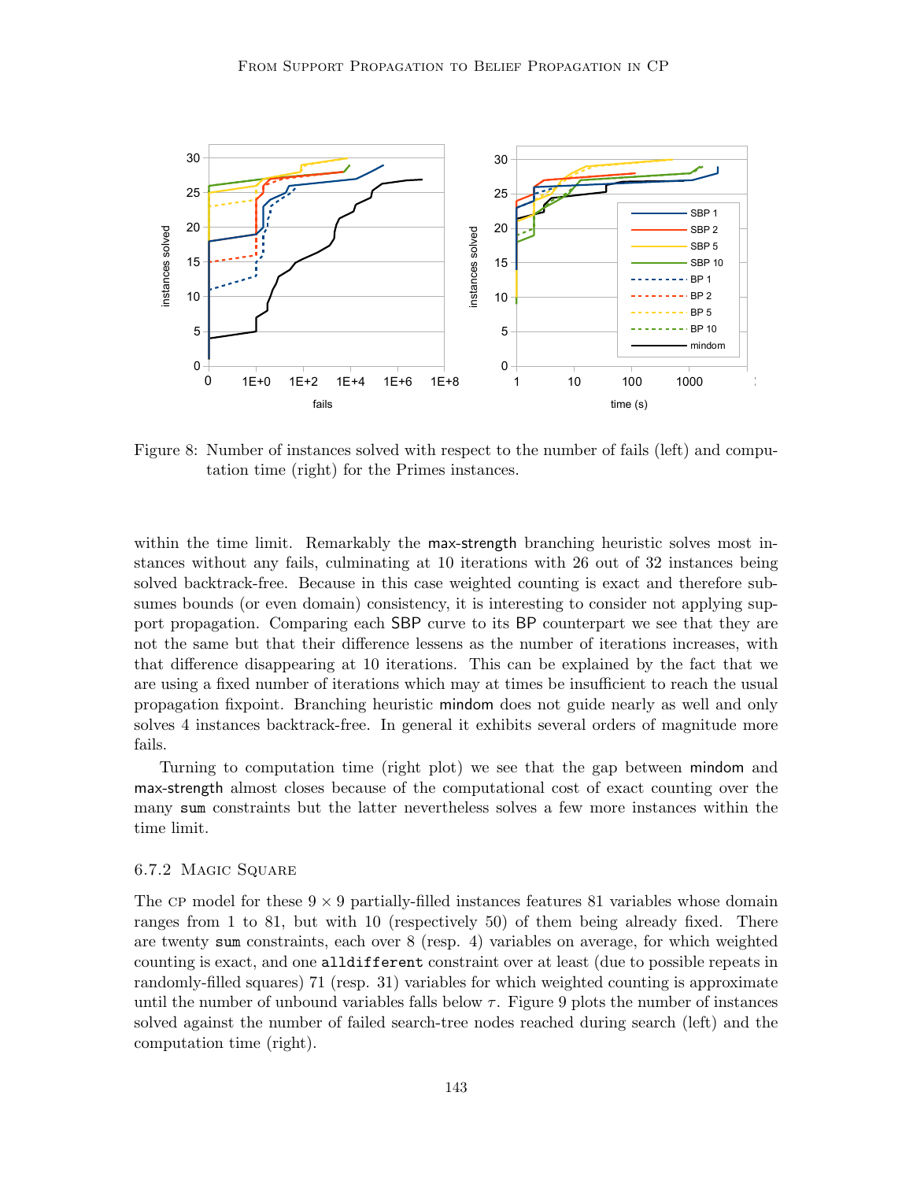Figure 8: Number of instances solved with respect to the number of fails (left) and computation time (right) for the Primes instances.

within the time limit. Remarkably the max-strength branching heuristic solves most instances without any fails, culminating at 10 iterations with 26 out of 32 instances being solved backtrack-free. Because in this case weighted counting is exact and therefore subsumes bounds (or even domain) consistency, it is interesting to consider not applying support propagation. Comparing each SBP curve to its BP counterpart we see that they are not the same but that their difference lessens as the number of iterations increases, with that difference disappearing at 10 iterations. This can be explained by the fact that we are using a fixed number of iterations which may at times be insufficient to reach the usual propagation fixpoint. Branching heuristic mindom does not guide nearly as well and only solves 4 instances backtrack-free. In general it exhibits several orders of magnitude more fails.

Turning to computation time (right plot) we see that the gap between mindom and max-strength almost closes because of the computational cost of exact counting over the many `sum` constraints but the latter nevertheless solves a few more instances within the time limit.

### 6.7.2 Magic Square

The CP model for these $9 \times 9$ partially-filled instances features 81 variables whose domain ranges from 1 to 81, but with 10 (respectively 50) of them being already fixed. There are twenty `sum` constraints, each over 8 (resp. 4) variables on average, for which weighted counting is exact, and one `alldifferent` constraint over at least (due to possible repeats in randomly-filled squares) 71 (resp. 31) variables for which weighted counting is approximate until the number of unbound variables falls below $\tau$. Figure 9 plots the number of instances solved against the number of failed search-tree nodes reached during search (left) and the computation time (right).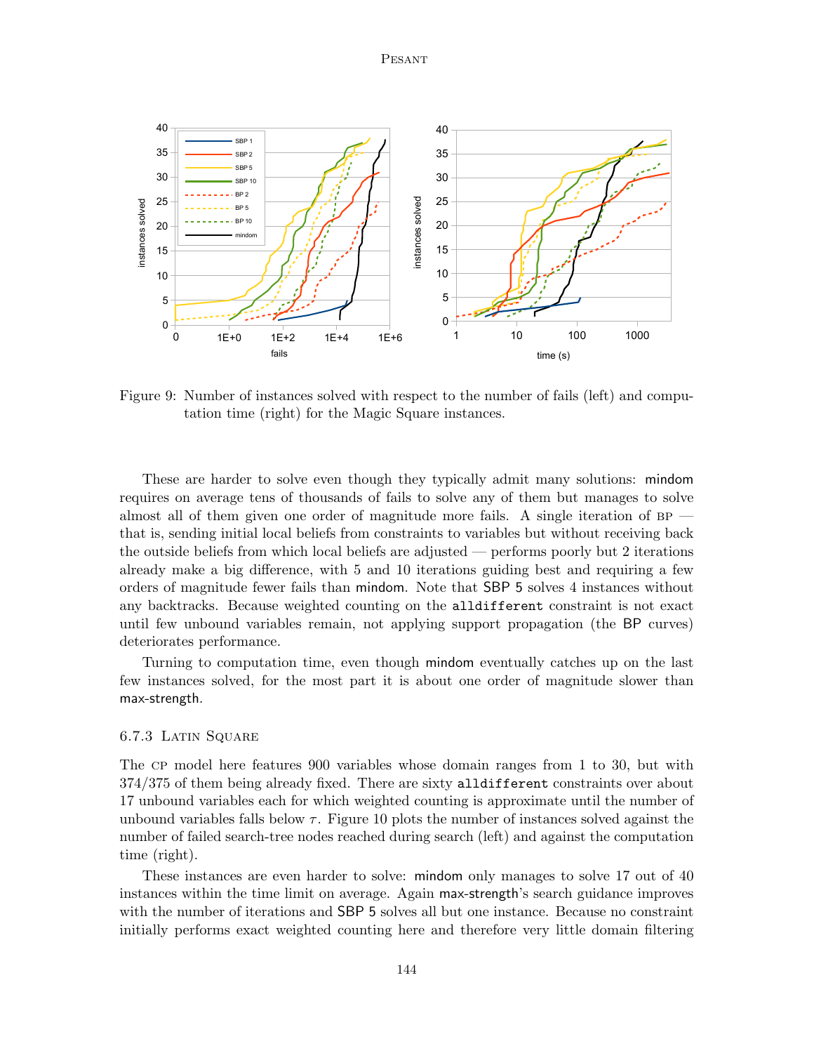Figure 9: Number of instances solved with respect to the number of fails (left) and computation time (right) for the Magic Square instances.

These are harder to solve even though they typically admit many solutions: mindom requires on average tens of thousands of fails to solve any of them but manages to solve almost all of them given one order of magnitude more fails. A single iteration of BP — that is, sending initial local beliefs from constraints to variables but without receiving back the outside beliefs from which local beliefs are adjusted — performs poorly but 2 iterations already make a big difference, with 5 and 10 iterations guiding best and requiring a few orders of magnitude fewer fails than mindom. Note that SBP 5 solves 4 instances without any backtracks. Because weighted counting on the `alldifferent` constraint is not exact until few unbound variables remain, not applying support propagation (the BP curves) deteriorates performance.

Turning to computation time, even though mindom eventually catches up on the last few instances solved, for the most part it is about one order of magnitude slower than max-strength.

### 6.7.3 Latin Square

The CP model here features 900 variables whose domain ranges from 1 to 30, but with 374/375 of them being already fixed. There are sixty `alldifferent` constraints over about 17 unbound variables each for which weighted counting is approximate until the number of unbound variables falls below $\tau$. Figure 10 plots the number of instances solved against the number of failed search-tree nodes reached during search (left) and against the computation time (right).

These instances are even harder to solve: mindom only manages to solve 17 out of 40 instances within the time limit on average. Again max-strength's search guidance improves with the number of iterations and SBP 5 solves all but one instance. Because no constraint initially performs exact weighted counting here and therefore very little domain filtering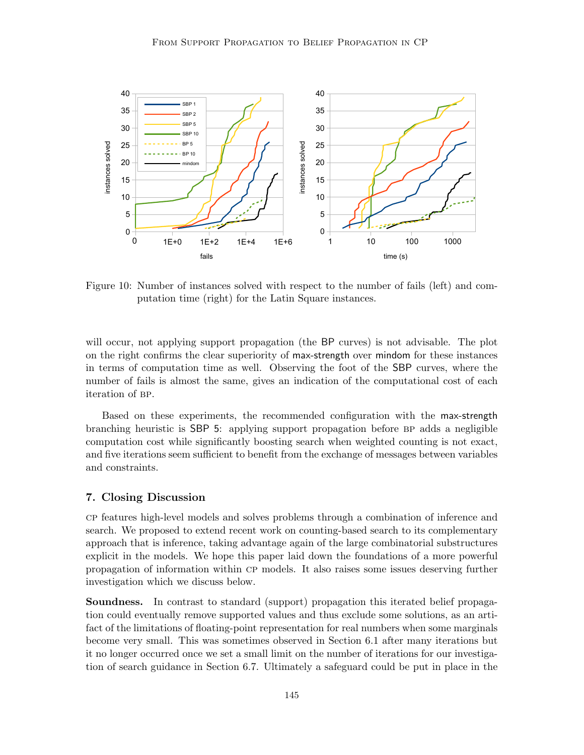Figure 10: Number of instances solved with respect to the number of fails (left) and computation time (right) for the Latin Square instances.

will occur, not applying support propagation (the BP curves) is not advisable. The plot on the right confirms the clear superiority of max-strength over mindom for these instances in terms of computation time as well. Observing the foot of the SBP curves, where the number of fails is almost the same, gives an indication of the computational cost of each iteration of BP.

Based on these experiments, the recommended configuration with the max-strength branching heuristic is SBP 5: applying support propagation before BP adds a negligible computation cost while significantly boosting search when weighted counting is not exact, and five iterations seem sufficient to benefit from the exchange of messages between variables and constraints.

## 7. Closing Discussion

CP features high-level models and solves problems through a combination of inference and search. We proposed to extend recent work on counting-based search to its complementary approach that is inference, taking advantage again of the large combinatorial substructures explicit in the models. We hope this paper laid down the foundations of a more powerful propagation of information within CP models. It also raises some issues deserving further investigation which we discuss below.

**Soundness.** In contrast to standard (support) propagation this iterated belief propagation could eventually remove supported values and thus exclude some solutions, as an artifact of the limitations of floating-point representation for real numbers when some marginals become very small. This was sometimes observed in Section 6.1 after many iterations but it no longer occurred once we set a small limit on the number of iterations for our investigation of search guidance in Section 6.7. Ultimately a safeguard could be put in place in the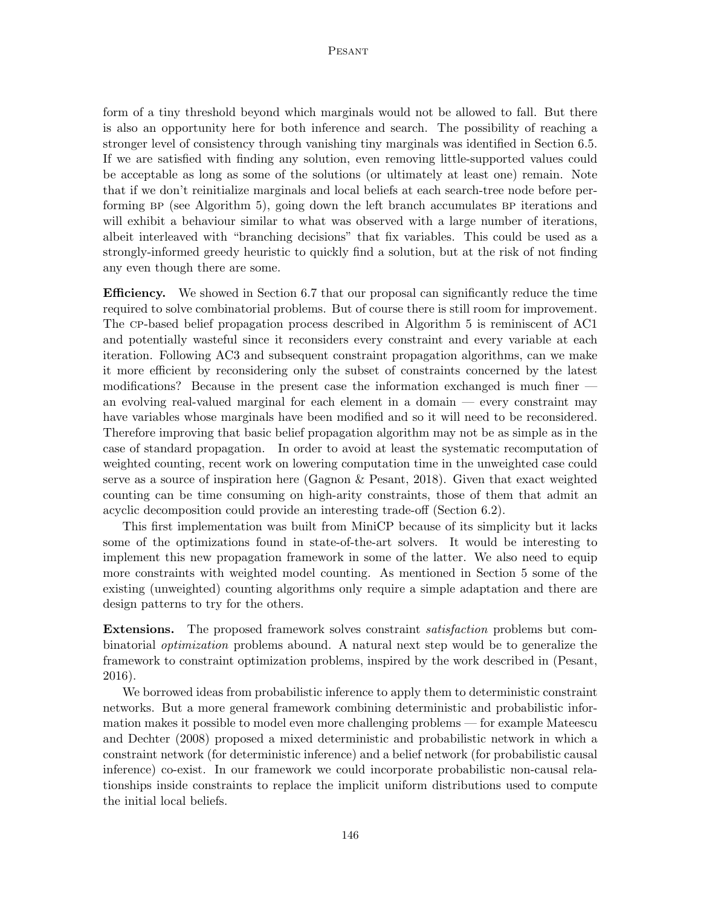form of a tiny threshold beyond which marginals would not be allowed to fall. But there is also an opportunity here for both inference and search. The possibility of reaching a stronger level of consistency through vanishing tiny marginals was identified in Section 6.5. If we are satisfied with finding any solution, even removing little-supported values could be acceptable as long as some of the solutions (or ultimately at least one) remain. Note that if we don't reinitialize marginals and local beliefs at each search-tree node before performing BP (see Algorithm 5), going down the left branch accumulates BP iterations and will exhibit a behaviour similar to what was observed with a large number of iterations, albeit interleaved with "branching decisions" that fix variables. This could be used as a strongly-informed greedy heuristic to quickly find a solution, but at the risk of not finding any even though there are some.

**Efficiency.** We showed in Section 6.7 that our proposal can significantly reduce the time required to solve combinatorial problems. But of course there is still room for improvement. The CP-based belief propagation process described in Algorithm 5 is reminiscent of AC1 and potentially wasteful since it reconsiders every constraint and every variable at each iteration. Following AC3 and subsequent constraint propagation algorithms, can we make it more efficient by reconsidering only the subset of constraints concerned by the latest modifications? Because in the present case the information exchanged is much finer — an evolving real-valued marginal for each element in a domain — every constraint may have variables whose marginals have been modified and so it will need to be reconsidered. Therefore improving that basic belief propagation algorithm may not be as simple as in the case of standard propagation. In order to avoid at least the systematic recomputation of weighted counting, recent work on lowering computation time in the unweighted case could serve as a source of inspiration here (Gagnon & Pesant, 2018). Given that exact weighted counting can be time consuming on high-arity constraints, those of them that admit an acyclic decomposition could provide an interesting trade-off (Section 6.2).

This first implementation was built from MiniCP because of its simplicity but it lacks some of the optimizations found in state-of-the-art solvers. It would be interesting to implement this new propagation framework in some of the latter. We also need to equip more constraints with weighted model counting. As mentioned in Section 5 some of the existing (unweighted) counting algorithms only require a simple adaptation and there are design patterns to try for the others.

**Extensions.** The proposed framework solves constraint *satisfaction* problems but combinatorial *optimization* problems abound. A natural next step would be to generalize the framework to constraint optimization problems, inspired by the work described in (Pesant, 2016).

We borrowed ideas from probabilistic inference to apply them to deterministic constraint networks. But a more general framework combining deterministic and probabilistic information makes it possible to model even more challenging problems — for example Mateescu and Dechter (2008) proposed a mixed deterministic and probabilistic network in which a constraint network (for deterministic inference) and a belief network (for probabilistic causal inference) co-exist. In our framework we could incorporate probabilistic non-causal relationships inside constraints to replace the implicit uniform distributions used to compute the initial local beliefs.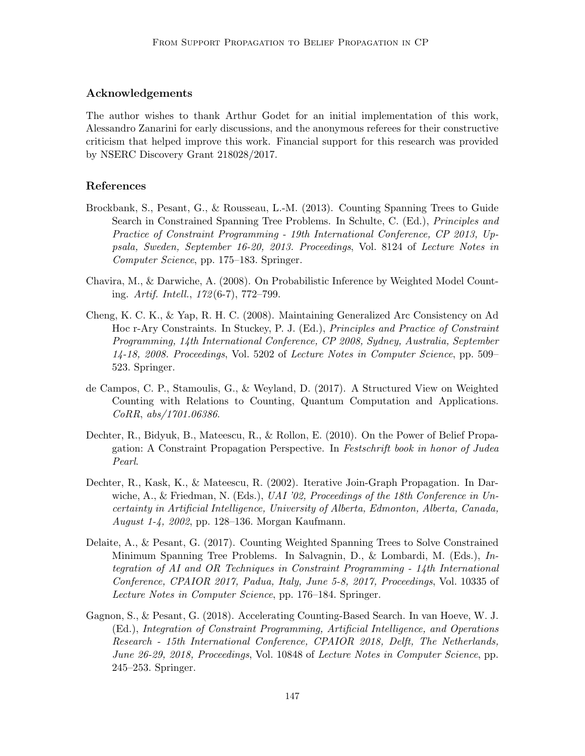## Acknowledgements

The author wishes to thank Arthur Godet for an initial implementation of this work, Alessandro Zanarini for early discussions, and the anonymous referees for their constructive criticism that helped improve this work. Financial support for this research was provided by NSERC Discovery Grant 218028/2017.

## References

Brockbank, S., Pesant, G., & Rousseau, L.-M. (2013). Counting Spanning Trees to Guide Search in Constrained Spanning Tree Problems. In Schulte, C. (Ed.), *Principles and Practice of Constraint Programming - 19th International Conference, CP 2013, Uppsala, Sweden, September 16-20, 2013. Proceedings*, Vol. 8124 of *Lecture Notes in Computer Science*, pp. 175–183. Springer.

Chavira, M., & Darwiche, A. (2008). On Probabilistic Inference by Weighted Model Counting. *Artif. Intell.*, *172*(6-7), 772–799.

Cheng, K. C. K., & Yap, R. H. C. (2008). Maintaining Generalized Arc Consistency on Ad Hoc r-Ary Constraints. In Stuckey, P. J. (Ed.), *Principles and Practice of Constraint Programming, 14th International Conference, CP 2008, Sydney, Australia, September 14-18, 2008. Proceedings*, Vol. 5202 of *Lecture Notes in Computer Science*, pp. 509–523. Springer.

de Campos, C. P., Stamoulis, G., & Weyland, D. (2017). A Structured View on Weighted Counting with Relations to Counting, Quantum Computation and Applications. *CoRR*, *abs/1701.06386*.

Dechter, R., Bidyuk, B., Mateescu, R., & Rollon, E. (2010). On the Power of Belief Propagation: A Constraint Propagation Perspective. In *Festschrift book in honor of Judea Pearl*.

Dechter, R., Kask, K., & Mateescu, R. (2002). Iterative Join-Graph Propagation. In Darwiche, A., & Friedman, N. (Eds.), *UAI '02, Proceedings of the 18th Conference in Uncertainty in Artificial Intelligence, University of Alberta, Edmonton, Alberta, Canada, August 1-4, 2002*, pp. 128–136. Morgan Kaufmann.

Delaite, A., & Pesant, G. (2017). Counting Weighted Spanning Trees to Solve Constrained Minimum Spanning Tree Problems. In Salvagnin, D., & Lombardi, M. (Eds.), *Integration of AI and OR Techniques in Constraint Programming - 14th International Conference, CPAIOR 2017, Padua, Italy, June 5-8, 2017, Proceedings*, Vol. 10335 of *Lecture Notes in Computer Science*, pp. 176–184. Springer.

Gagnon, S., & Pesant, G. (2018). Accelerating Counting-Based Search. In van Hoeve, W. J. (Ed.), *Integration of Constraint Programming, Artificial Intelligence, and Operations Research - 15th International Conference, CPAIOR 2018, Delft, The Netherlands, June 26-29, 2018, Proceedings*, Vol. 10848 of *Lecture Notes in Computer Science*, pp. 245–253. Springer.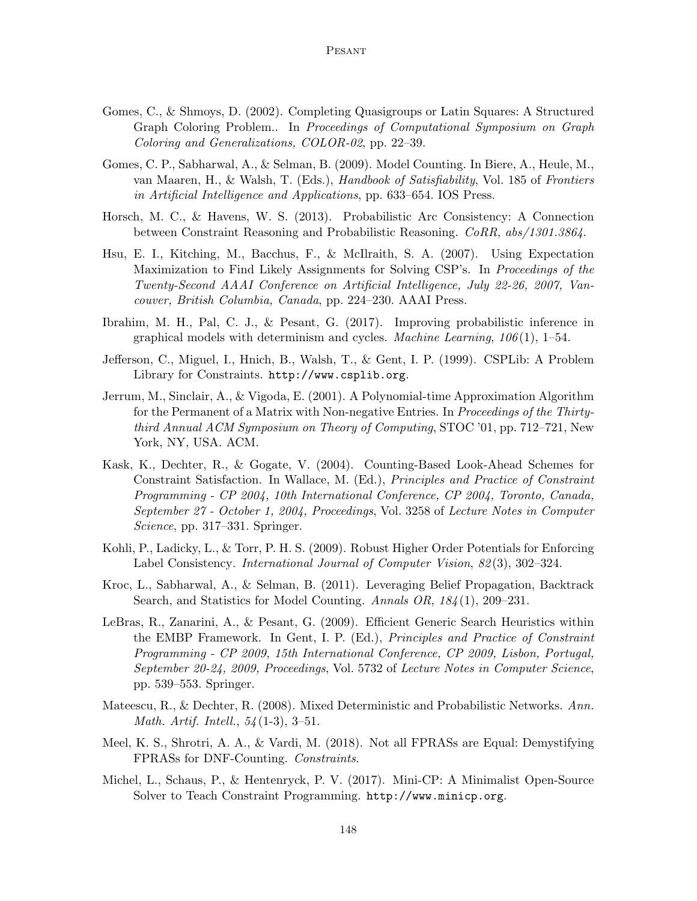Gomes, C., & Shmoys, D. (2002). Completing Quasigroups or Latin Squares: A Structured Graph Coloring Problem.. In *Proceedings of Computational Symposium on Graph Coloring and Generalizations, COLOR-02*, pp. 22–39.

Gomes, C. P., Sabharwal, A., & Selman, B. (2009). Model Counting. In Biere, A., Heule, M., van Maaren, H., & Walsh, T. (Eds.), *Handbook of Satisfiability*, Vol. 185 of *Frontiers in Artificial Intelligence and Applications*, pp. 633–654. IOS Press.

Horsch, M. C., & Havens, W. S. (2013). Probabilistic Arc Consistency: A Connection between Constraint Reasoning and Probabilistic Reasoning. *CoRR*, *abs/1301.3864*.

Hsu, E. I., Kitching, M., Bacchus, F., & McIlraith, S. A. (2007). Using Expectation Maximization to Find Likely Assignments for Solving CSP's. In *Proceedings of the Twenty-Second AAAI Conference on Artificial Intelligence, July 22-26, 2007, Vancouver, British Columbia, Canada*, pp. 224–230. AAAI Press.

Ibrahim, M. H., Pal, C. J., & Pesant, G. (2017). Improving probabilistic inference in graphical models with determinism and cycles. *Machine Learning*, *106*(1), 1–54.

Jefferson, C., Miguel, I., Hnich, B., Walsh, T., & Gent, I. P. (1999). CSPLib: A Problem Library for Constraints. `http://www.csplib.org`.

Jerrum, M., Sinclair, A., & Vigoda, E. (2001). A Polynomial-time Approximation Algorithm for the Permanent of a Matrix with Non-negative Entries. In *Proceedings of the Thirty-third Annual ACM Symposium on Theory of Computing*, STOC '01, pp. 712–721, New York, NY, USA. ACM.

Kask, K., Dechter, R., & Gogate, V. (2004). Counting-Based Look-Ahead Schemes for Constraint Satisfaction. In Wallace, M. (Ed.), *Principles and Practice of Constraint Programming - CP 2004, 10th International Conference, CP 2004, Toronto, Canada, September 27 - October 1, 2004, Proceedings*, Vol. 3258 of *Lecture Notes in Computer Science*, pp. 317–331. Springer.

Kohli, P., Ladicky, L., & Torr, P. H. S. (2009). Robust Higher Order Potentials for Enforcing Label Consistency. *International Journal of Computer Vision*, *82*(3), 302–324.

Kroc, L., Sabharwal, A., & Selman, B. (2011). Leveraging Belief Propagation, Backtrack Search, and Statistics for Model Counting. *Annals OR*, *184*(1), 209–231.

LeBras, R., Zanarini, A., & Pesant, G. (2009). Efficient Generic Search Heuristics within the EMBP Framework. In Gent, I. P. (Ed.), *Principles and Practice of Constraint Programming - CP 2009, 15th International Conference, CP 2009, Lisbon, Portugal, September 20-24, 2009, Proceedings*, Vol. 5732 of *Lecture Notes in Computer Science*, pp. 539–553. Springer.

Mateescu, R., & Dechter, R. (2008). Mixed Deterministic and Probabilistic Networks. *Ann. Math. Artif. Intell.*, *54*(1-3), 3–51.

Meel, K. S., Shrotri, A. A., & Vardi, M. (2018). Not all FPRASs are Equal: Demystifying FPRASs for DNF-Counting. *Constraints*.

Michel, L., Schaus, P., & Hentenryck, P. V. (2017). Mini-CP: A Minimalist Open-Source Solver to Teach Constraint Programming. `http://www.minicp.org`.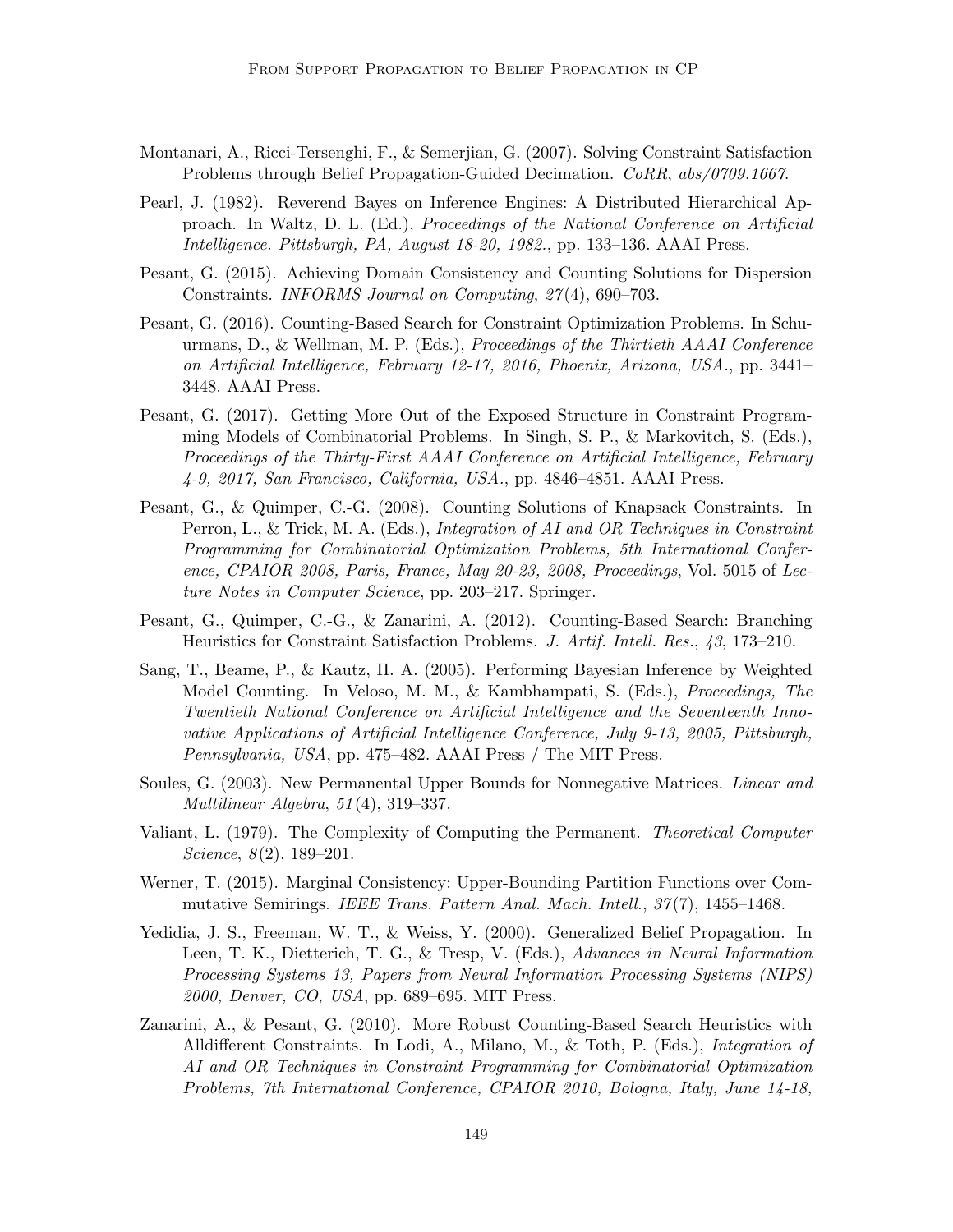Montanari, A., Ricci-Tersenghi, F., & Semerjian, G. (2007). Solving Constraint Satisfaction Problems through Belief Propagation-Guided Decimation. *CoRR*, *abs/0709.1667*.

Pearl, J. (1982). Reverend Bayes on Inference Engines: A Distributed Hierarchical Approach. In Waltz, D. L. (Ed.), *Proceedings of the National Conference on Artificial Intelligence. Pittsburgh, PA, August 18-20, 1982.*, pp. 133–136. AAAI Press.

Pesant, G. (2015). Achieving Domain Consistency and Counting Solutions for Dispersion Constraints. *INFORMS Journal on Computing*, *27*(4), 690–703.

Pesant, G. (2016). Counting-Based Search for Constraint Optimization Problems. In Schuurmans, D., & Wellman, M. P. (Eds.), *Proceedings of the Thirtieth AAAI Conference on Artificial Intelligence, February 12-17, 2016, Phoenix, Arizona, USA.*, pp. 3441–3448. AAAI Press.

Pesant, G. (2017). Getting More Out of the Exposed Structure in Constraint Programming Models of Combinatorial Problems. In Singh, S. P., & Markovitch, S. (Eds.), *Proceedings of the Thirty-First AAAI Conference on Artificial Intelligence, February 4-9, 2017, San Francisco, California, USA.*, pp. 4846–4851. AAAI Press.

Pesant, G., & Quimper, C.-G. (2008). Counting Solutions of Knapsack Constraints. In Perron, L., & Trick, M. A. (Eds.), *Integration of AI and OR Techniques in Constraint Programming for Combinatorial Optimization Problems, 5th International Conference, CPAIOR 2008, Paris, France, May 20-23, 2008, Proceedings*, Vol. 5015 of *Lecture Notes in Computer Science*, pp. 203–217. Springer.

Pesant, G., Quimper, C.-G., & Zanarini, A. (2012). Counting-Based Search: Branching Heuristics for Constraint Satisfaction Problems. *J. Artif. Intell. Res.*, *43*, 173–210.

Sang, T., Beame, P., & Kautz, H. A. (2005). Performing Bayesian Inference by Weighted Model Counting. In Veloso, M. M., & Kambhampati, S. (Eds.), *Proceedings, The Twentieth National Conference on Artificial Intelligence and the Seventeenth Innovative Applications of Artificial Intelligence Conference, July 9-13, 2005, Pittsburgh, Pennsylvania, USA*, pp. 475–482. AAAI Press / The MIT Press.

Soules, G. (2003). New Permanental Upper Bounds for Nonnegative Matrices. *Linear and Multilinear Algebra*, *51*(4), 319–337.

Valiant, L. (1979). The Complexity of Computing the Permanent. *Theoretical Computer Science*, *8*(2), 189–201.

Werner, T. (2015). Marginal Consistency: Upper-Bounding Partition Functions over Commutative Semirings. *IEEE Trans. Pattern Anal. Mach. Intell.*, *37*(7), 1455–1468.

Yedidia, J. S., Freeman, W. T., & Weiss, Y. (2000). Generalized Belief Propagation. In Leen, T. K., Dietterich, T. G., & Tresp, V. (Eds.), *Advances in Neural Information Processing Systems 13, Papers from Neural Information Processing Systems (NIPS) 2000, Denver, CO, USA*, pp. 689–695. MIT Press.

Zanarini, A., & Pesant, G. (2010). More Robust Counting-Based Search Heuristics with Alldifferent Constraints. In Lodi, A., Milano, M., & Toth, P. (Eds.), *Integration of AI and OR Techniques in Constraint Programming for Combinatorial Optimization Problems, 7th International Conference, CPAIOR 2010, Bologna, Italy, June 14-18,*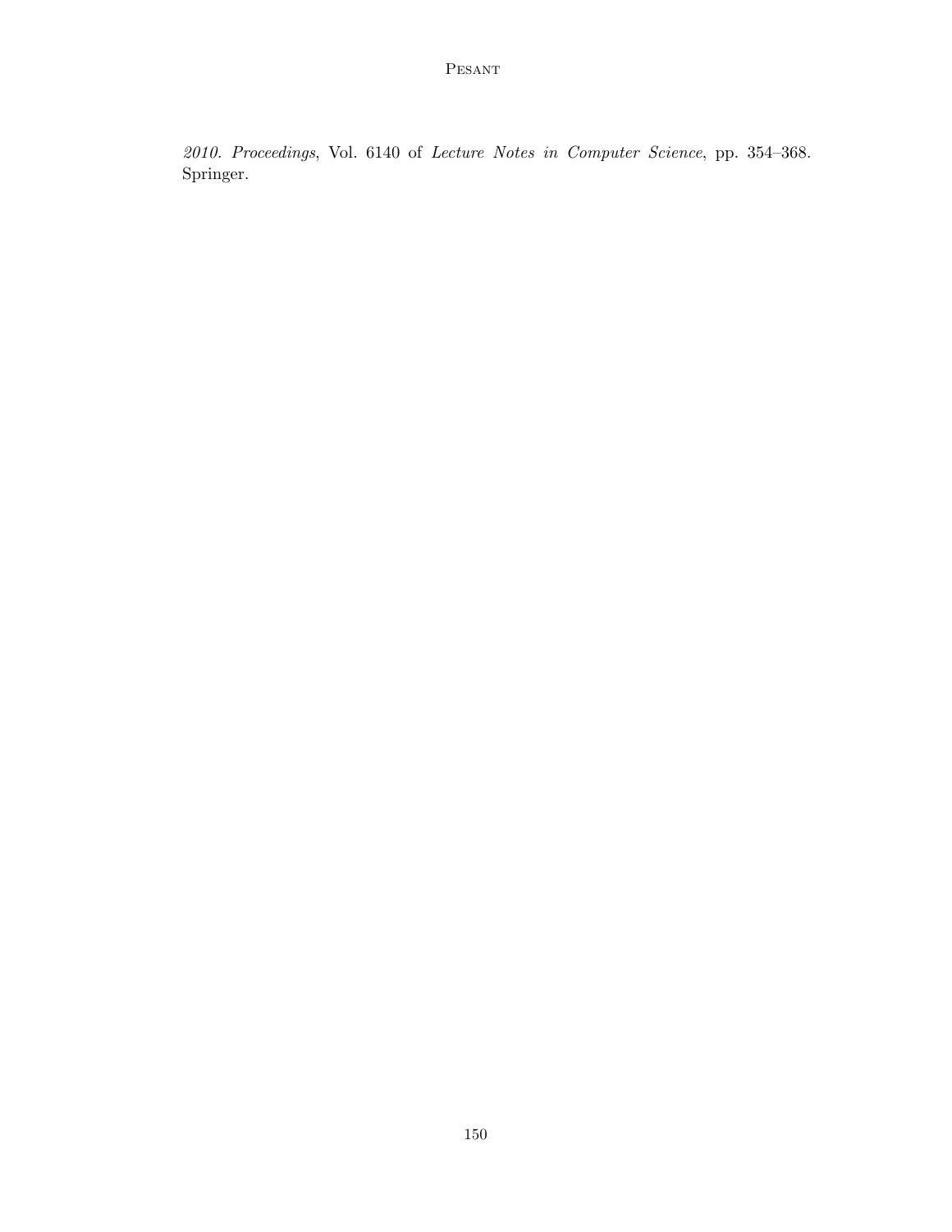*2010. Proceedings*, Vol. 6140 of *Lecture Notes in Computer Science*, pp. 354–368. Springer.